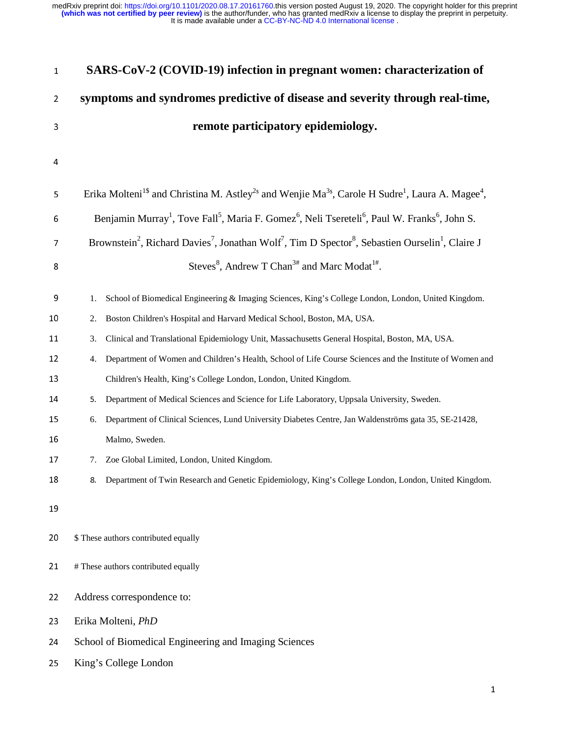# SARS-CoV-2 (COVID-19) infection in pregnant women: characterization of symptoms and syndromes predictive of disease and severity through real-time, remote participatory epidemiology.

Erika Molteni[1$] and Christina M. Astley[2$] and Wenjie Ma[3$], Carole H Sudre[1], Laura A. Magee[4], Benjamin Murray[1], Tove Fall[5], Maria F. Gomez[6], Neli Tsereteli[6], Paul W. Franks[6], John S. Brownstein[2], Richard Davies[7], Jonathan Wolf[7], Tim D Spector[8], Sebastien Ourselin[1], Claire J Steves[8], Andrew T Chan[3#] and Marc Modat[1#].

1. School of Biomedical Engineering & Imaging Sciences, King's College London, London, United Kingdom.
2. Boston Children's Hospital and Harvard Medical School, Boston, MA, USA.
3. Clinical and Translational Epidemiology Unit, Massachusetts General Hospital, Boston, MA, USA.
4. Department of Women and Children's Health, School of Life Course Sciences and the Institute of Women and Children's Health, King's College London, London, United Kingdom.
5. Department of Medical Sciences and Science for Life Laboratory, Uppsala University, Sweden.
6. Department of Clinical Sciences, Lund University Diabetes Centre, Jan Waldenströms gata 35, SE-21428, Malmo, Sweden.
7. Zoe Global Limited, London, United Kingdom.
8. Department of Twin Research and Genetic Epidemiology, King's College London, London, United Kingdom.

$ These authors contributed equally

# These authors contributed equally

Address correspondence to:

Erika Molteni, *PhD*

School of Biomedical Engineering and Imaging Sciences

King's College London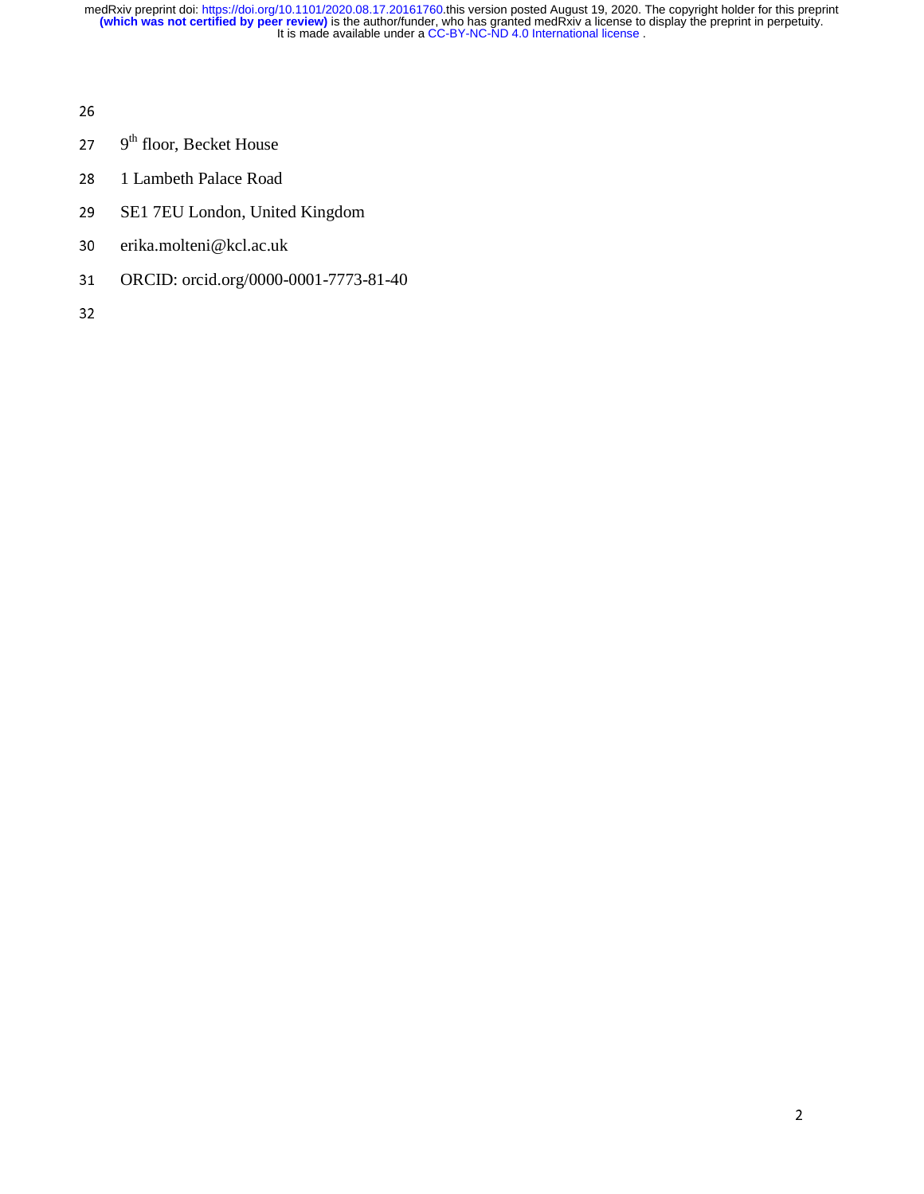9th floor, Becket House

1 Lambeth Palace Road

SE1 7EU London, United Kingdom

erika.molteni@kcl.ac.uk

ORCID: orcid.org/0000-0001-7773-81-40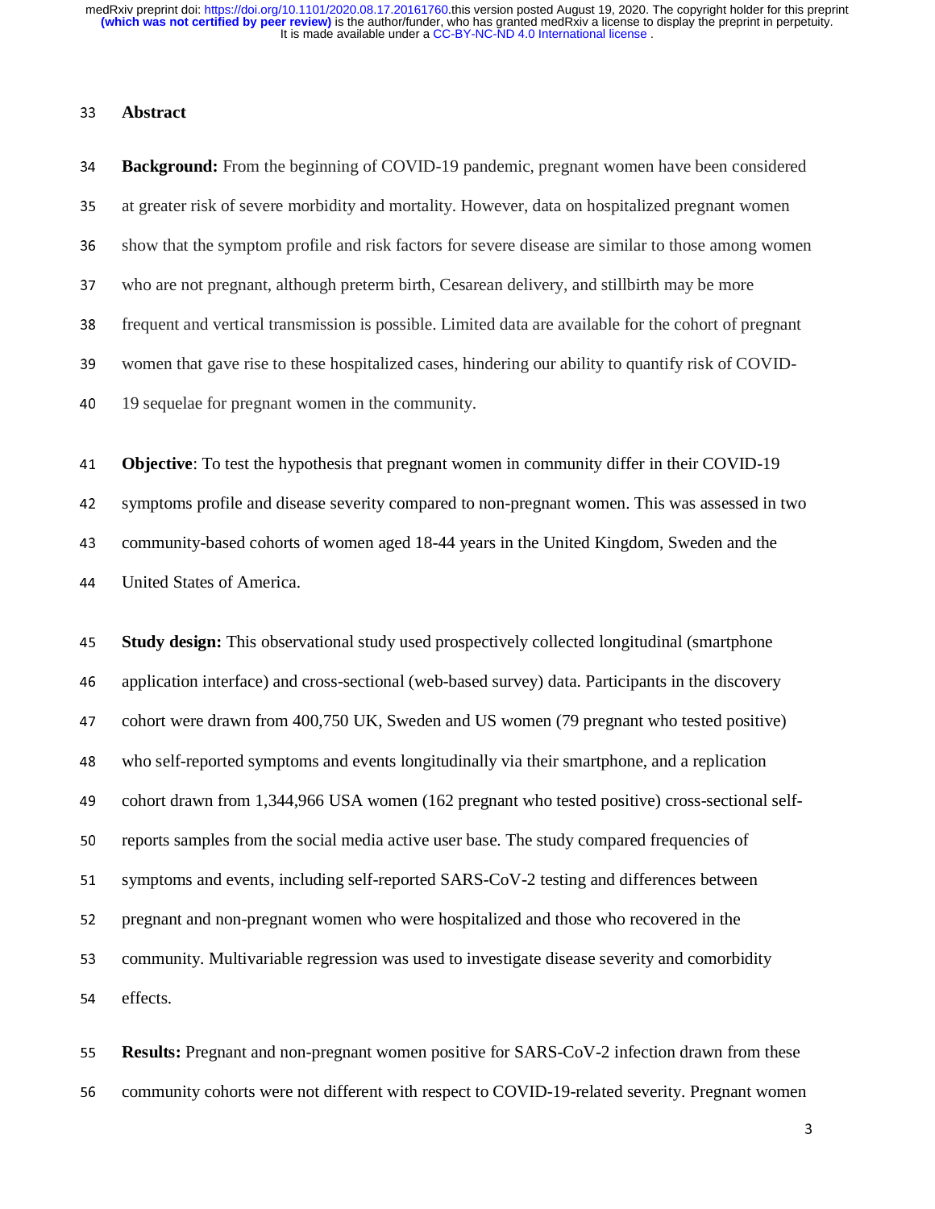## Abstract

**Background:** From the beginning of COVID-19 pandemic, pregnant women have been considered at greater risk of severe morbidity and mortality. However, data on hospitalized pregnant women show that the symptom profile and risk factors for severe disease are similar to those among women who are not pregnant, although preterm birth, Cesarean delivery, and stillbirth may be more frequent and vertical transmission is possible. Limited data are available for the cohort of pregnant women that gave rise to these hospitalized cases, hindering our ability to quantify risk of COVID-19 sequelae for pregnant women in the community.

**Objective**: To test the hypothesis that pregnant women in community differ in their COVID-19 symptoms profile and disease severity compared to non-pregnant women. This was assessed in two community-based cohorts of women aged 18-44 years in the United Kingdom, Sweden and the United States of America.

**Study design:** This observational study used prospectively collected longitudinal (smartphone application interface) and cross-sectional (web-based survey) data. Participants in the discovery cohort were drawn from 400,750 UK, Sweden and US women (79 pregnant who tested positive) who self-reported symptoms and events longitudinally via their smartphone, and a replication cohort drawn from 1,344,966 USA women (162 pregnant who tested positive) cross-sectional self-reports samples from the social media active user base. The study compared frequencies of symptoms and events, including self-reported SARS-CoV-2 testing and differences between pregnant and non-pregnant women who were hospitalized and those who recovered in the community. Multivariable regression was used to investigate disease severity and comorbidity effects.

**Results:** Pregnant and non-pregnant women positive for SARS-CoV-2 infection drawn from these community cohorts were not different with respect to COVID-19-related severity. Pregnant women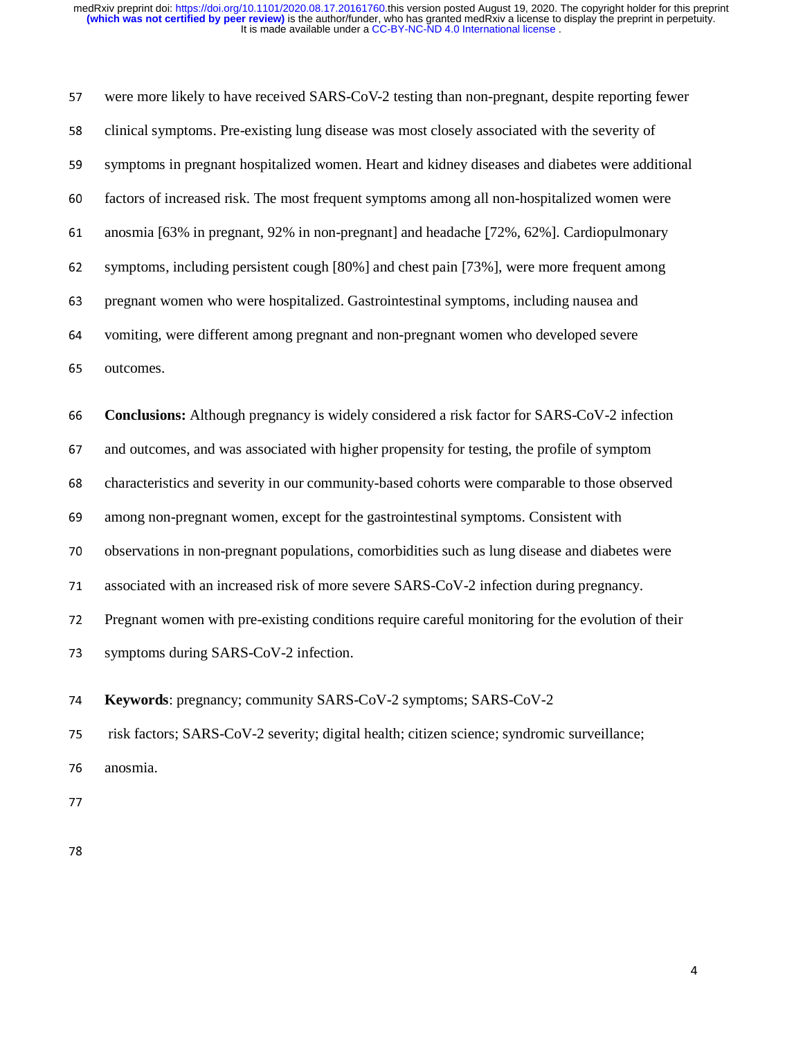were more likely to have received SARS-CoV-2 testing than non-pregnant, despite reporting fewer clinical symptoms. Pre-existing lung disease was most closely associated with the severity of symptoms in pregnant hospitalized women. Heart and kidney diseases and diabetes were additional factors of increased risk. The most frequent symptoms among all non-hospitalized women were anosmia [63% in pregnant, 92% in non-pregnant] and headache [72%, 62%]. Cardiopulmonary symptoms, including persistent cough [80%] and chest pain [73%], were more frequent among pregnant women who were hospitalized. Gastrointestinal symptoms, including nausea and vomiting, were different among pregnant and non-pregnant women who developed severe outcomes.

**Conclusions:** Although pregnancy is widely considered a risk factor for SARS-CoV-2 infection and outcomes, and was associated with higher propensity for testing, the profile of symptom characteristics and severity in our community-based cohorts were comparable to those observed among non-pregnant women, except for the gastrointestinal symptoms. Consistent with observations in non-pregnant populations, comorbidities such as lung disease and diabetes were associated with an increased risk of more severe SARS-CoV-2 infection during pregnancy. Pregnant women with pre-existing conditions require careful monitoring for the evolution of their symptoms during SARS-CoV-2 infection.

**Keywords**: pregnancy; community SARS-CoV-2 symptoms; SARS-CoV-2 risk factors; SARS-CoV-2 severity; digital health; citizen science; syndromic surveillance; anosmia.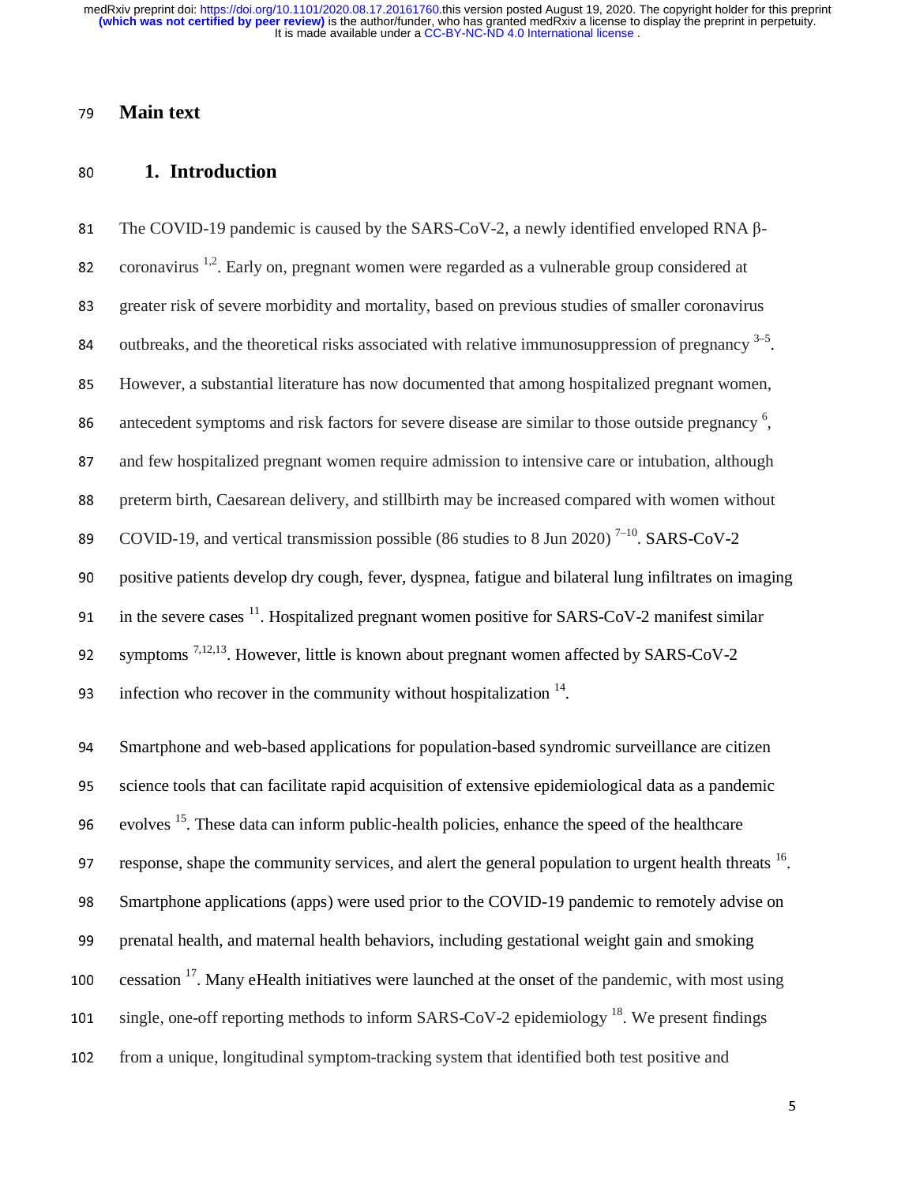# Main text

## 1. Introduction

The COVID-19 pandemic is caused by the SARS-CoV-2, a newly identified enveloped RNA β-coronavirus [1,2]. Early on, pregnant women were regarded as a vulnerable group considered at greater risk of severe morbidity and mortality, based on previous studies of smaller coronavirus outbreaks, and the theoretical risks associated with relative immunosuppression of pregnancy [3–5]. However, a substantial literature has now documented that among hospitalized pregnant women, antecedent symptoms and risk factors for severe disease are similar to those outside pregnancy [6], and few hospitalized pregnant women require admission to intensive care or intubation, although preterm birth, Caesarean delivery, and stillbirth may be increased compared with women without COVID-19, and vertical transmission possible (86 studies to 8 Jun 2020) [7–10]. SARS-CoV-2 positive patients develop dry cough, fever, dyspnea, fatigue and bilateral lung infiltrates on imaging in the severe cases [11]. Hospitalized pregnant women positive for SARS-CoV-2 manifest similar symptoms [7,12,13]. However, little is known about pregnant women affected by SARS-CoV-2 infection who recover in the community without hospitalization [14].

Smartphone and web-based applications for population-based syndromic surveillance are citizen science tools that can facilitate rapid acquisition of extensive epidemiological data as a pandemic evolves [15]. These data can inform public-health policies, enhance the speed of the healthcare response, shape the community services, and alert the general population to urgent health threats [16]. Smartphone applications (apps) were used prior to the COVID-19 pandemic to remotely advise on prenatal health, and maternal health behaviors, including gestational weight gain and smoking cessation [17]. Many eHealth initiatives were launched at the onset of the pandemic, with most using single, one-off reporting methods to inform SARS-CoV-2 epidemiology [18]. We present findings from a unique, longitudinal symptom-tracking system that identified both test positive and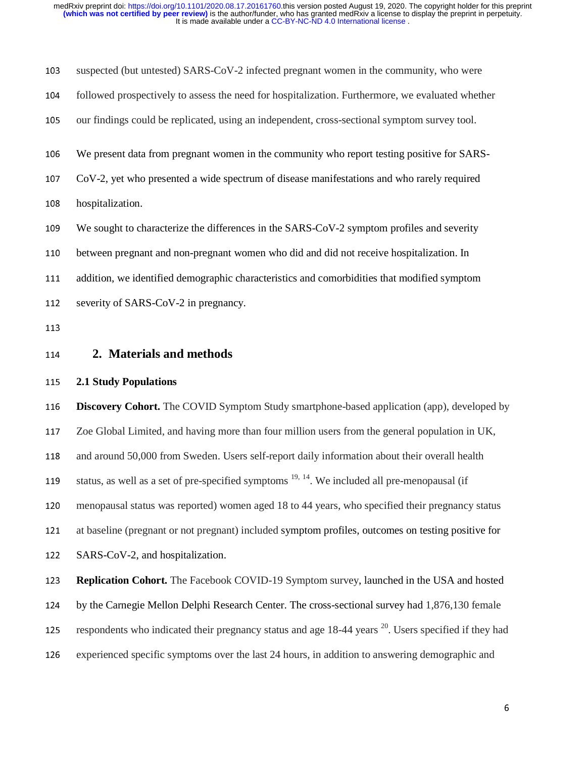suspected (but untested) SARS-CoV-2 infected pregnant women in the community, who were followed prospectively to assess the need for hospitalization. Furthermore, we evaluated whether our findings could be replicated, using an independent, cross-sectional symptom survey tool.

We present data from pregnant women in the community who report testing positive for SARS-CoV-2, yet who presented a wide spectrum of disease manifestations and who rarely required hospitalization.

We sought to characterize the differences in the SARS-CoV-2 symptom profiles and severity between pregnant and non-pregnant women who did and did not receive hospitalization. In addition, we identified demographic characteristics and comorbidities that modified symptom severity of SARS-CoV-2 in pregnancy.

## 2. Materials and methods

### 2.1 Study Populations

**Discovery Cohort.** The COVID Symptom Study smartphone-based application (app), developed by Zoe Global Limited, and having more than four million users from the general population in UK, and around 50,000 from Sweden. Users self-report daily information about their overall health status, as well as a set of pre-specified symptoms [19, 14]. We included all pre-menopausal (if menopausal status was reported) women aged 18 to 44 years, who specified their pregnancy status at baseline (pregnant or not pregnant) included symptom profiles, outcomes on testing positive for SARS-CoV-2, and hospitalization.

**Replication Cohort.** The Facebook COVID-19 Symptom survey, launched in the USA and hosted by the Carnegie Mellon Delphi Research Center. The cross-sectional survey had 1,876,130 female respondents who indicated their pregnancy status and age 18-44 years [20]. Users specified if they had experienced specific symptoms over the last 24 hours, in addition to answering demographic and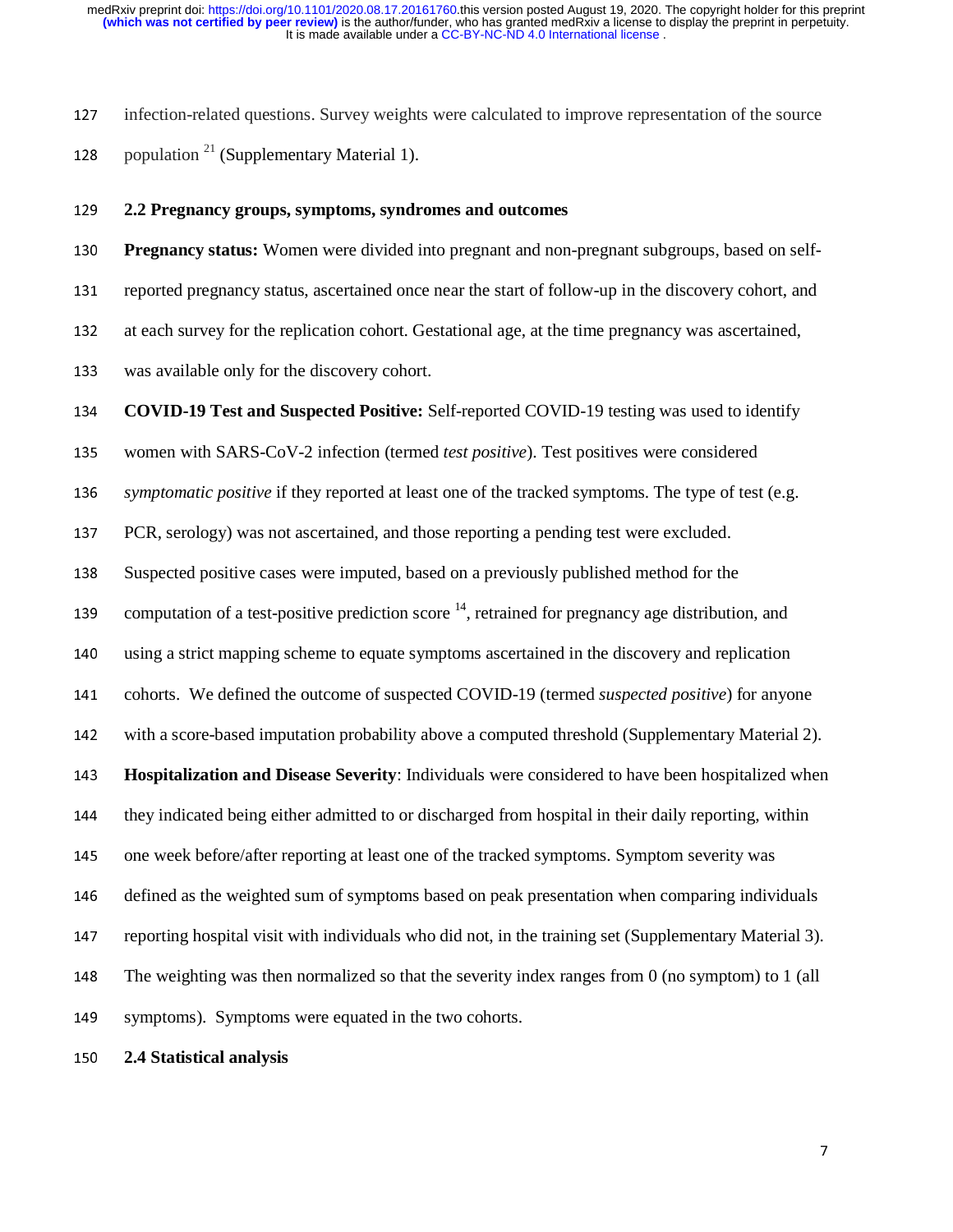infection-related questions. Survey weights were calculated to improve representation of the source population [21] (Supplementary Material 1).

## 2.2 Pregnancy groups, symptoms, syndromes and outcomes

**Pregnancy status:** Women were divided into pregnant and non-pregnant subgroups, based on self-reported pregnancy status, ascertained once near the start of follow-up in the discovery cohort, and at each survey for the replication cohort. Gestational age, at the time pregnancy was ascertained, was available only for the discovery cohort.

**COVID-19 Test and Suspected Positive:** Self-reported COVID-19 testing was used to identify women with SARS-CoV-2 infection (termed *test positive*). Test positives were considered *symptomatic positive* if they reported at least one of the tracked symptoms. The type of test (e.g. PCR, serology) was not ascertained, and those reporting a pending test were excluded. Suspected positive cases were imputed, based on a previously published method for the computation of a test-positive prediction score [14], retrained for pregnancy age distribution, and using a strict mapping scheme to equate symptoms ascertained in the discovery and replication cohorts. We defined the outcome of suspected COVID-19 (termed *suspected positive*) for anyone with a score-based imputation probability above a computed threshold (Supplementary Material 2).

**Hospitalization and Disease Severity**: Individuals were considered to have been hospitalized when they indicated being either admitted to or discharged from hospital in their daily reporting, within one week before/after reporting at least one of the tracked symptoms. Symptom severity was defined as the weighted sum of symptoms based on peak presentation when comparing individuals reporting hospital visit with individuals who did not, in the training set (Supplementary Material 3). The weighting was then normalized so that the severity index ranges from 0 (no symptom) to 1 (all symptoms). Symptoms were equated in the two cohorts.

## 2.4 Statistical analysis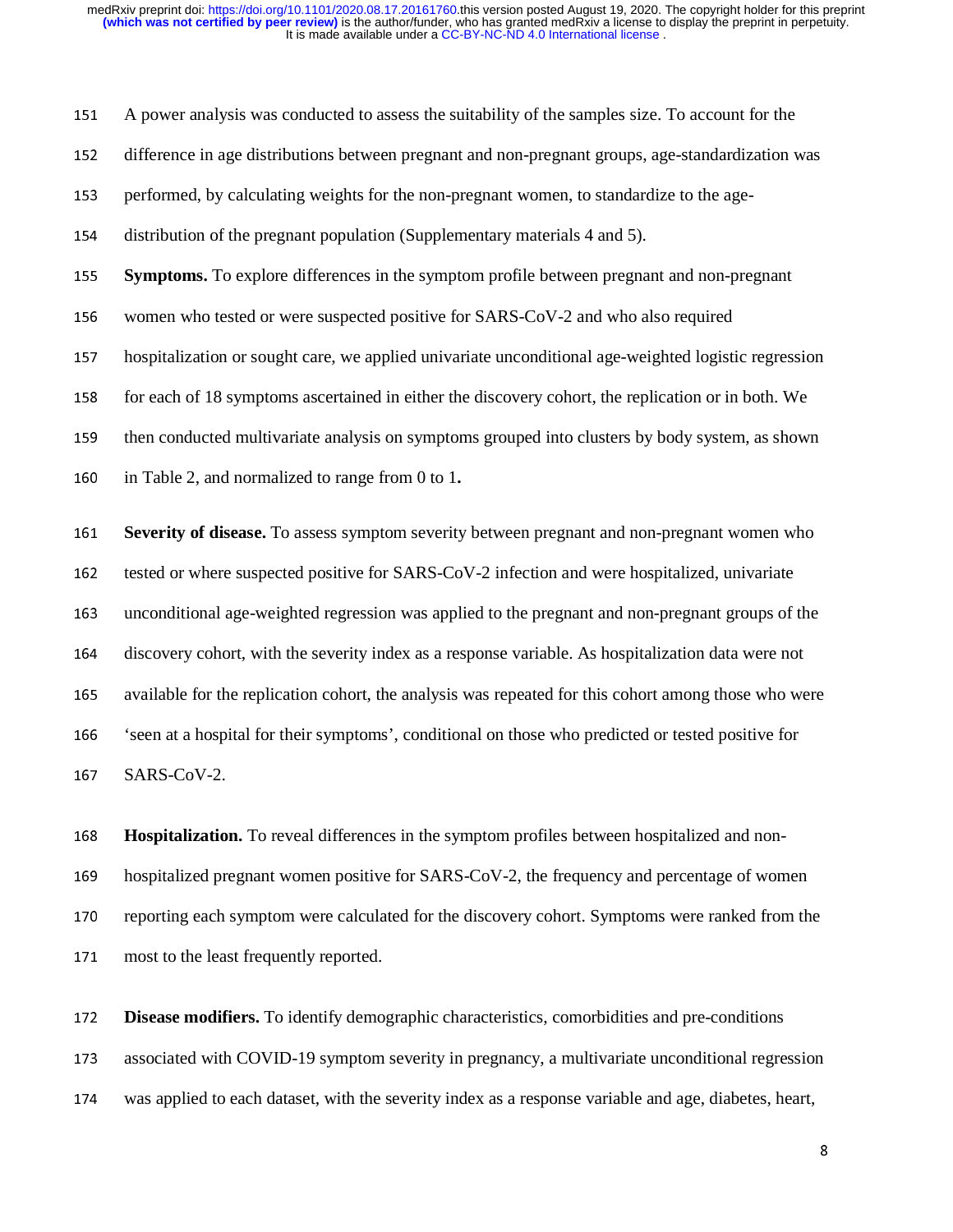A power analysis was conducted to assess the suitability of the samples size. To account for the difference in age distributions between pregnant and non-pregnant groups, age-standardization was performed, by calculating weights for the non-pregnant women, to standardize to the age-distribution of the pregnant population (Supplementary materials 4 and 5).

**Symptoms.** To explore differences in the symptom profile between pregnant and non-pregnant women who tested or were suspected positive for SARS-CoV-2 and who also required hospitalization or sought care, we applied univariate unconditional age-weighted logistic regression for each of 18 symptoms ascertained in either the discovery cohort, the replication or in both. We then conducted multivariate analysis on symptoms grouped into clusters by body system, as shown in Table 2, and normalized to range from 0 to 1**.**

**Severity of disease.** To assess symptom severity between pregnant and non-pregnant women who tested or where suspected positive for SARS-CoV-2 infection and were hospitalized, univariate unconditional age-weighted regression was applied to the pregnant and non-pregnant groups of the discovery cohort, with the severity index as a response variable. As hospitalization data were not available for the replication cohort, the analysis was repeated for this cohort among those who were 'seen at a hospital for their symptoms', conditional on those who predicted or tested positive for SARS-CoV-2.

**Hospitalization.** To reveal differences in the symptom profiles between hospitalized and non-hospitalized pregnant women positive for SARS-CoV-2, the frequency and percentage of women reporting each symptom were calculated for the discovery cohort. Symptoms were ranked from the most to the least frequently reported.

**Disease modifiers.** To identify demographic characteristics, comorbidities and pre-conditions associated with COVID-19 symptom severity in pregnancy, a multivariate unconditional regression was applied to each dataset, with the severity index as a response variable and age, diabetes, heart,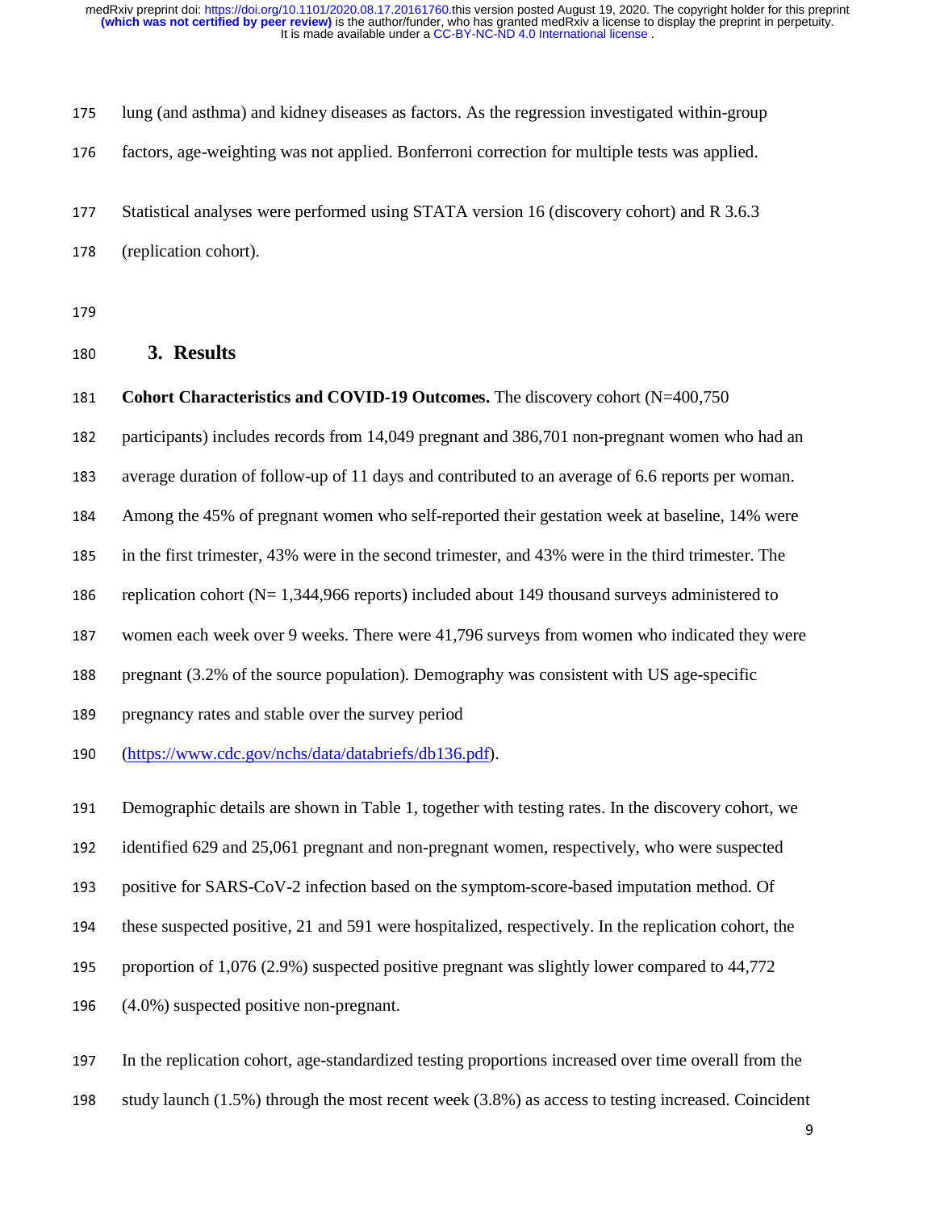lung (and asthma) and kidney diseases as factors. As the regression investigated within-group factors, age-weighting was not applied. Bonferroni correction for multiple tests was applied.

Statistical analyses were performed using STATA version 16 (discovery cohort) and R 3.6.3 (replication cohort).

## 3. Results

**Cohort Characteristics and COVID-19 Outcomes.** The discovery cohort (N=400,750 participants) includes records from 14,049 pregnant and 386,701 non-pregnant women who had an average duration of follow-up of 11 days and contributed to an average of 6.6 reports per woman. Among the 45% of pregnant women who self-reported their gestation week at baseline, 14% were in the first trimester, 43% were in the second trimester, and 43% were in the third trimester. The replication cohort (N= 1,344,966 reports) included about 149 thousand surveys administered to women each week over 9 weeks. There were 41,796 surveys from women who indicated they were pregnant (3.2% of the source population). Demography was consistent with US age-specific pregnancy rates and stable over the survey period (https://www.cdc.gov/nchs/data/databriefs/db136.pdf).

Demographic details are shown in Table 1, together with testing rates. In the discovery cohort, we identified 629 and 25,061 pregnant and non-pregnant women, respectively, who were suspected positive for SARS-CoV-2 infection based on the symptom-score-based imputation method. Of these suspected positive, 21 and 591 were hospitalized, respectively. In the replication cohort, the proportion of 1,076 (2.9%) suspected positive pregnant was slightly lower compared to 44,772 (4.0%) suspected positive non-pregnant.

In the replication cohort, age-standardized testing proportions increased over time overall from the study launch (1.5%) through the most recent week (3.8%) as access to testing increased. Coincident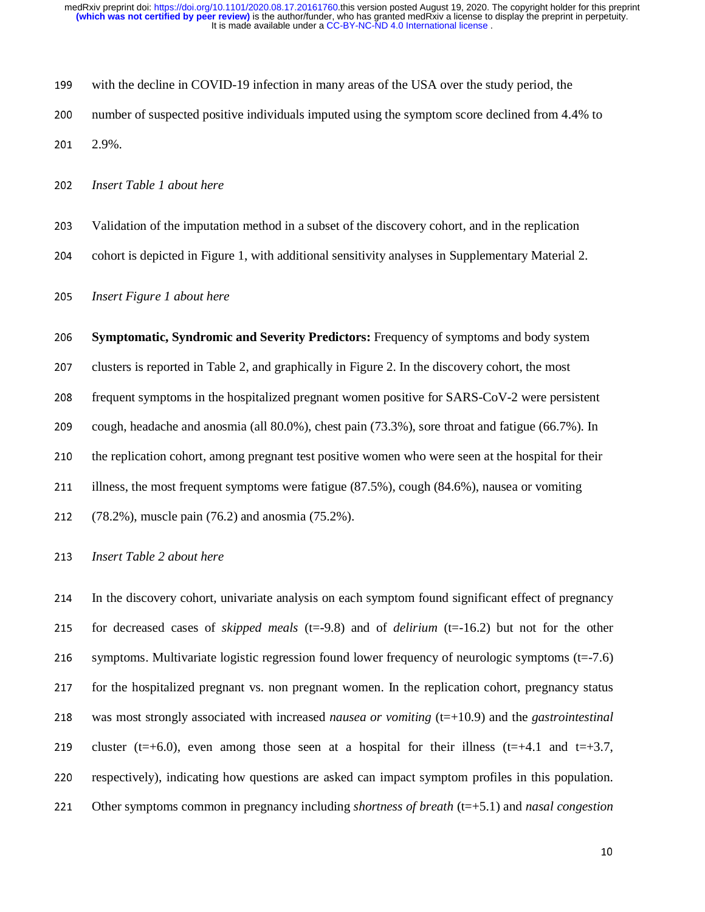with the decline in COVID-19 infection in many areas of the USA over the study period, the number of suspected positive individuals imputed using the symptom score declined from 4.4% to 2.9%.

*Insert Table 1 about here*

Validation of the imputation method in a subset of the discovery cohort, and in the replication cohort is depicted in Figure 1, with additional sensitivity analyses in Supplementary Material 2.

*Insert Figure 1 about here*

**Symptomatic, Syndromic and Severity Predictors:** Frequency of symptoms and body system clusters is reported in Table 2, and graphically in Figure 2. In the discovery cohort, the most frequent symptoms in the hospitalized pregnant women positive for SARS-CoV-2 were persistent cough, headache and anosmia (all 80.0%), chest pain (73.3%), sore throat and fatigue (66.7%). In the replication cohort, among pregnant test positive women who were seen at the hospital for their illness, the most frequent symptoms were fatigue (87.5%), cough (84.6%), nausea or vomiting (78.2%), muscle pain (76.2) and anosmia (75.2%).

*Insert Table 2 about here*

In the discovery cohort, univariate analysis on each symptom found significant effect of pregnancy for decreased cases of *skipped meals* (t=-9.8) and of *delirium* (t=-16.2) but not for the other symptoms. Multivariate logistic regression found lower frequency of neurologic symptoms (t=-7.6) for the hospitalized pregnant vs. non pregnant women. In the replication cohort, pregnancy status was most strongly associated with increased *nausea or vomiting* (t=+10.9) and the *gastrointestinal* cluster (t=+6.0), even among those seen at a hospital for their illness (t=+4.1 and t=+3.7, respectively), indicating how questions are asked can impact symptom profiles in this population. Other symptoms common in pregnancy including *shortness of breath* (t=+5.1) and *nasal congestion*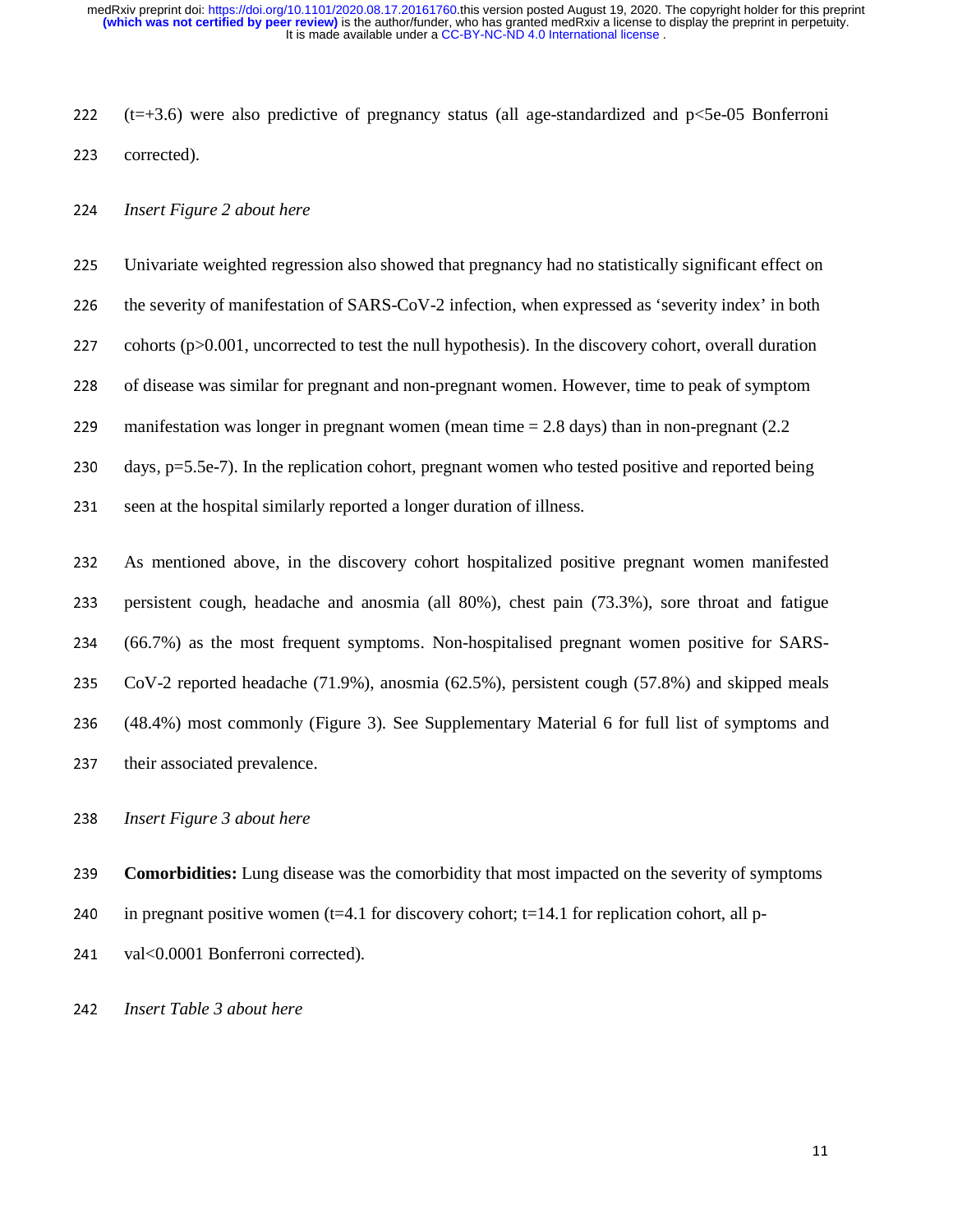(t=+3.6) were also predictive of pregnancy status (all age-standardized and $p<5e-05$ Bonferroni corrected).

*Insert Figure 2 about here*

Univariate weighted regression also showed that pregnancy had no statistically significant effect on the severity of manifestation of SARS-CoV-2 infection, when expressed as 'severity index' in both cohorts ($p>0.001$, uncorrected to test the null hypothesis). In the discovery cohort, overall duration of disease was similar for pregnant and non-pregnant women. However, time to peak of symptom manifestation was longer in pregnant women (mean time = 2.8 days) than in non-pregnant (2.2 days, $p=5.5e-7$). In the replication cohort, pregnant women who tested positive and reported being seen at the hospital similarly reported a longer duration of illness.

As mentioned above, in the discovery cohort hospitalized positive pregnant women manifested persistent cough, headache and anosmia (all 80%), chest pain (73.3%), sore throat and fatigue (66.7%) as the most frequent symptoms. Non-hospitalised pregnant women positive for SARS-CoV-2 reported headache (71.9%), anosmia (62.5%), persistent cough (57.8%) and skipped meals (48.4%) most commonly (Figure 3). See Supplementary Material 6 for full list of symptoms and their associated prevalence.

*Insert Figure 3 about here*

**Comorbidities:** Lung disease was the comorbidity that most impacted on the severity of symptoms in pregnant positive women (t=4.1 for discovery cohort; t=14.1 for replication cohort, all p-val<0.0001 Bonferroni corrected).

*Insert Table 3 about here*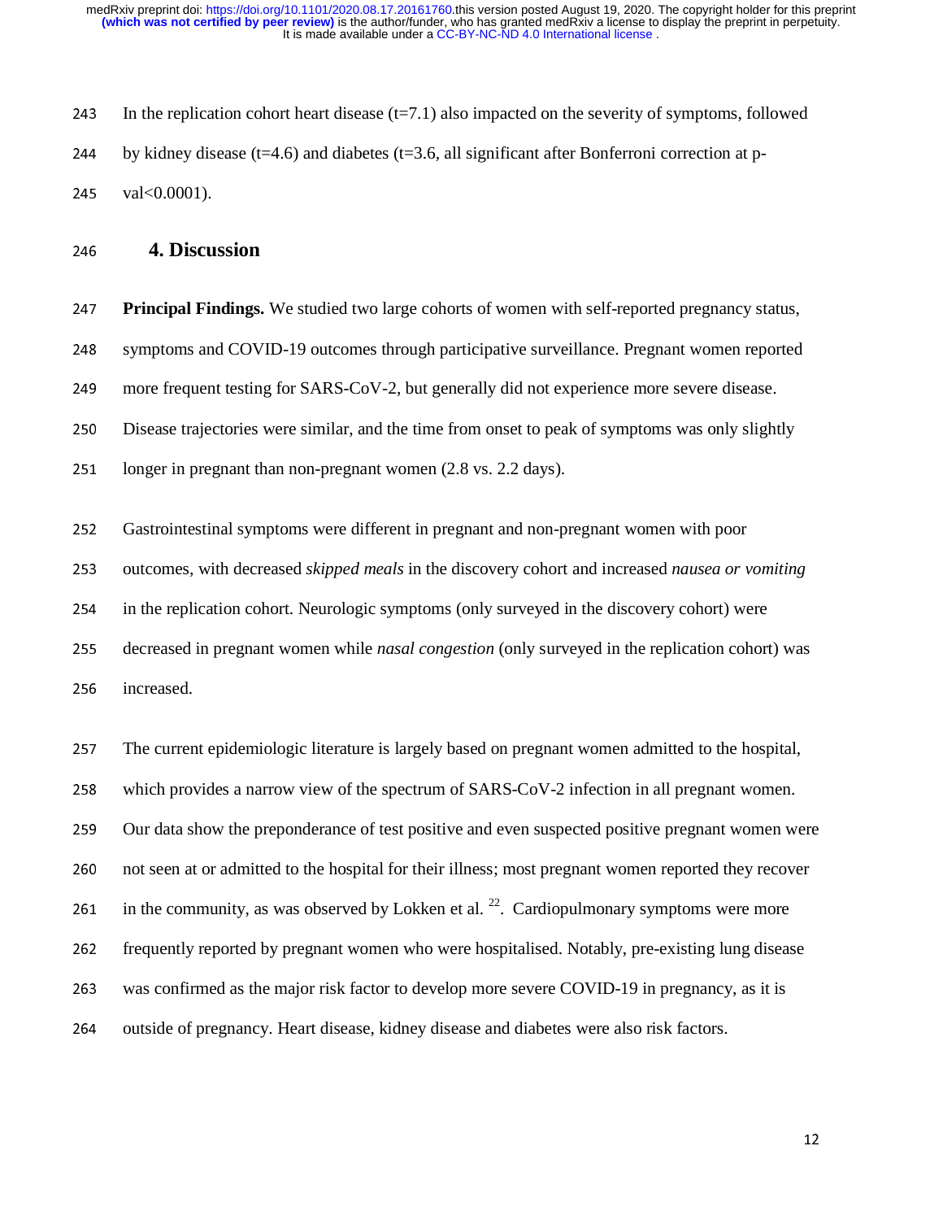In the replication cohort heart disease (t=7.1) also impacted on the severity of symptoms, followed by kidney disease (t=4.6) and diabetes (t=3.6, all significant after Bonferroni correction at p-val<0.0001).

## 4. Discussion

**Principal Findings.** We studied two large cohorts of women with self-reported pregnancy status, symptoms and COVID-19 outcomes through participative surveillance. Pregnant women reported more frequent testing for SARS-CoV-2, but generally did not experience more severe disease. Disease trajectories were similar, and the time from onset to peak of symptoms was only slightly longer in pregnant than non-pregnant women (2.8 vs. 2.2 days).

Gastrointestinal symptoms were different in pregnant and non-pregnant women with poor outcomes, with decreased *skipped meals* in the discovery cohort and increased *nausea or vomiting* in the replication cohort. Neurologic symptoms (only surveyed in the discovery cohort) were decreased in pregnant women while *nasal congestion* (only surveyed in the replication cohort) was increased.

The current epidemiologic literature is largely based on pregnant women admitted to the hospital, which provides a narrow view of the spectrum of SARS-CoV-2 infection in all pregnant women. Our data show the preponderance of test positive and even suspected positive pregnant women were not seen at or admitted to the hospital for their illness; most pregnant women reported they recover in the community, as was observed by Lokken et al. [22]. Cardiopulmonary symptoms were more frequently reported by pregnant women who were hospitalised. Notably, pre-existing lung disease was confirmed as the major risk factor to develop more severe COVID-19 in pregnancy, as it is outside of pregnancy. Heart disease, kidney disease and diabetes were also risk factors.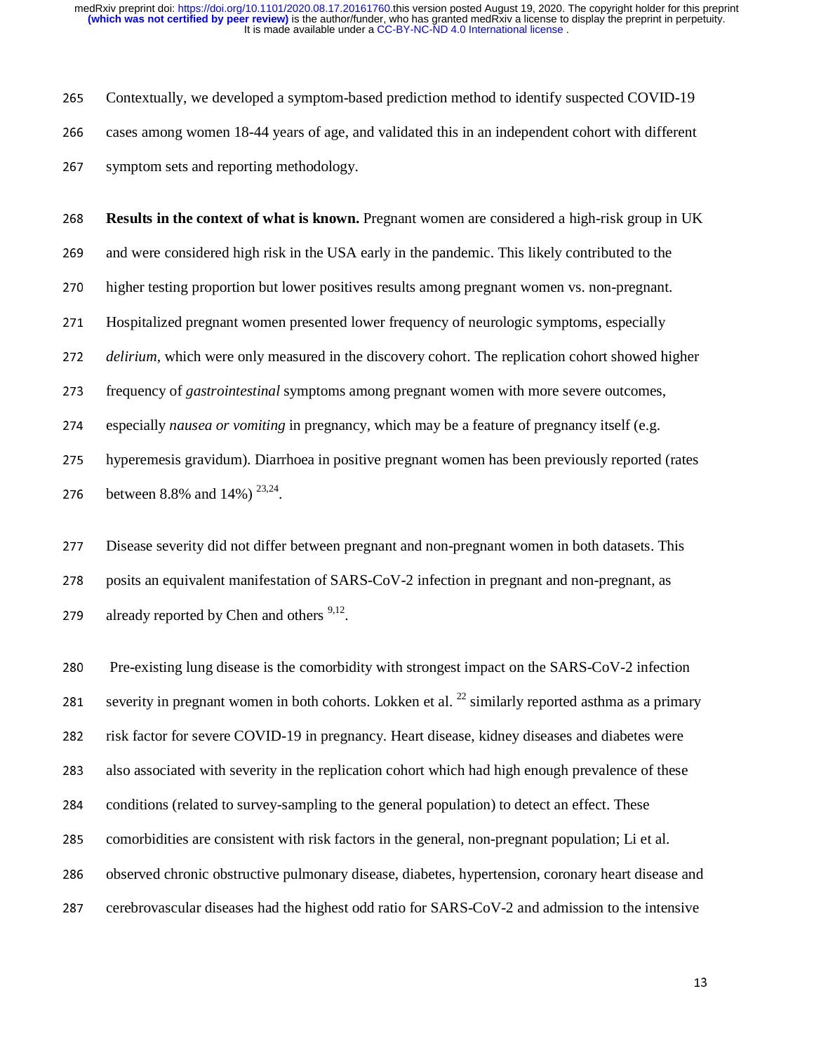Contextually, we developed a symptom-based prediction method to identify suspected COVID-19 cases among women 18-44 years of age, and validated this in an independent cohort with different symptom sets and reporting methodology.

**Results in the context of what is known.** Pregnant women are considered a high-risk group in UK and were considered high risk in the USA early in the pandemic. This likely contributed to the higher testing proportion but lower positives results among pregnant women vs. non-pregnant. Hospitalized pregnant women presented lower frequency of neurologic symptoms, especially *delirium*, which were only measured in the discovery cohort. The replication cohort showed higher frequency of *gastrointestinal* symptoms among pregnant women with more severe outcomes, especially *nausea or vomiting* in pregnancy, which may be a feature of pregnancy itself (e.g. hyperemesis gravidum). Diarrhoea in positive pregnant women has been previously reported (rates between 8.8% and 14%) [23,24].

Disease severity did not differ between pregnant and non-pregnant women in both datasets. This posits an equivalent manifestation of SARS-CoV-2 infection in pregnant and non-pregnant, as already reported by Chen and others [9,12].

Pre-existing lung disease is the comorbidity with strongest impact on the SARS-CoV-2 infection severity in pregnant women in both cohorts. Lokken et al. [22] similarly reported asthma as a primary risk factor for severe COVID-19 in pregnancy. Heart disease, kidney diseases and diabetes were also associated with severity in the replication cohort which had high enough prevalence of these conditions (related to survey-sampling to the general population) to detect an effect. These comorbidities are consistent with risk factors in the general, non-pregnant population; Li et al. observed chronic obstructive pulmonary disease, diabetes, hypertension, coronary heart disease and cerebrovascular diseases had the highest odd ratio for SARS-CoV-2 and admission to the intensive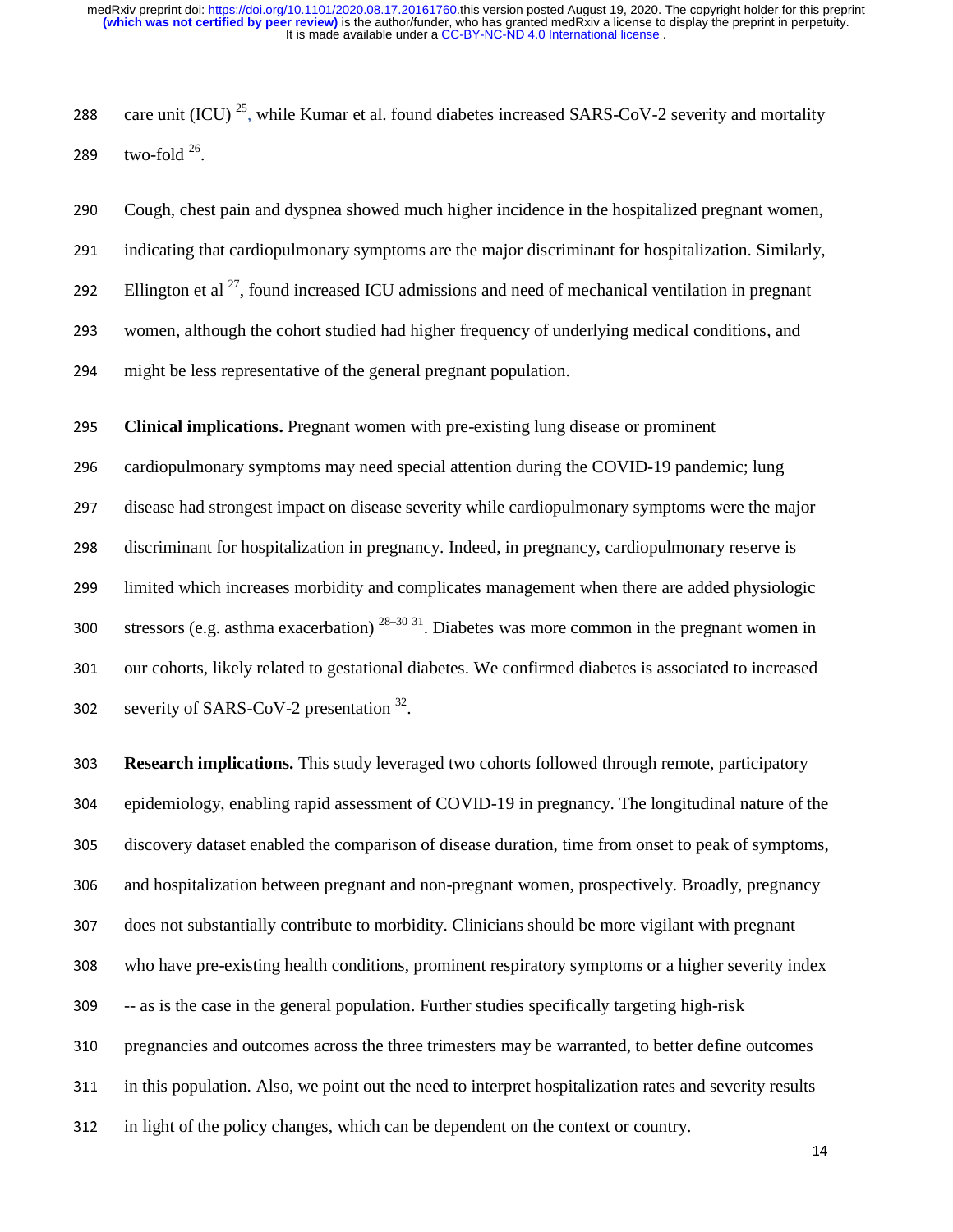care unit (ICU) [25], while Kumar et al. found diabetes increased SARS-CoV-2 severity and mortality two-fold [26].

Cough, chest pain and dyspnea showed much higher incidence in the hospitalized pregnant women, indicating that cardiopulmonary symptoms are the major discriminant for hospitalization. Similarly, Ellington et al [27], found increased ICU admissions and need of mechanical ventilation in pregnant women, although the cohort studied had higher frequency of underlying medical conditions, and might be less representative of the general pregnant population.

**Clinical implications.** Pregnant women with pre-existing lung disease or prominent cardiopulmonary symptoms may need special attention during the COVID-19 pandemic; lung disease had strongest impact on disease severity while cardiopulmonary symptoms were the major discriminant for hospitalization in pregnancy. Indeed, in pregnancy, cardiopulmonary reserve is limited which increases morbidity and complicates management when there are added physiologic stressors (e.g. asthma exacerbation) [28–30 31]. Diabetes was more common in the pregnant women in our cohorts, likely related to gestational diabetes. We confirmed diabetes is associated to increased severity of SARS-CoV-2 presentation [32].

**Research implications.** This study leveraged two cohorts followed through remote, participatory epidemiology, enabling rapid assessment of COVID-19 in pregnancy. The longitudinal nature of the discovery dataset enabled the comparison of disease duration, time from onset to peak of symptoms, and hospitalization between pregnant and non-pregnant women, prospectively. Broadly, pregnancy does not substantially contribute to morbidity. Clinicians should be more vigilant with pregnant who have pre-existing health conditions, prominent respiratory symptoms or a higher severity index -- as is the case in the general population. Further studies specifically targeting high-risk pregnancies and outcomes across the three trimesters may be warranted, to better define outcomes in this population. Also, we point out the need to interpret hospitalization rates and severity results in light of the policy changes, which can be dependent on the context or country.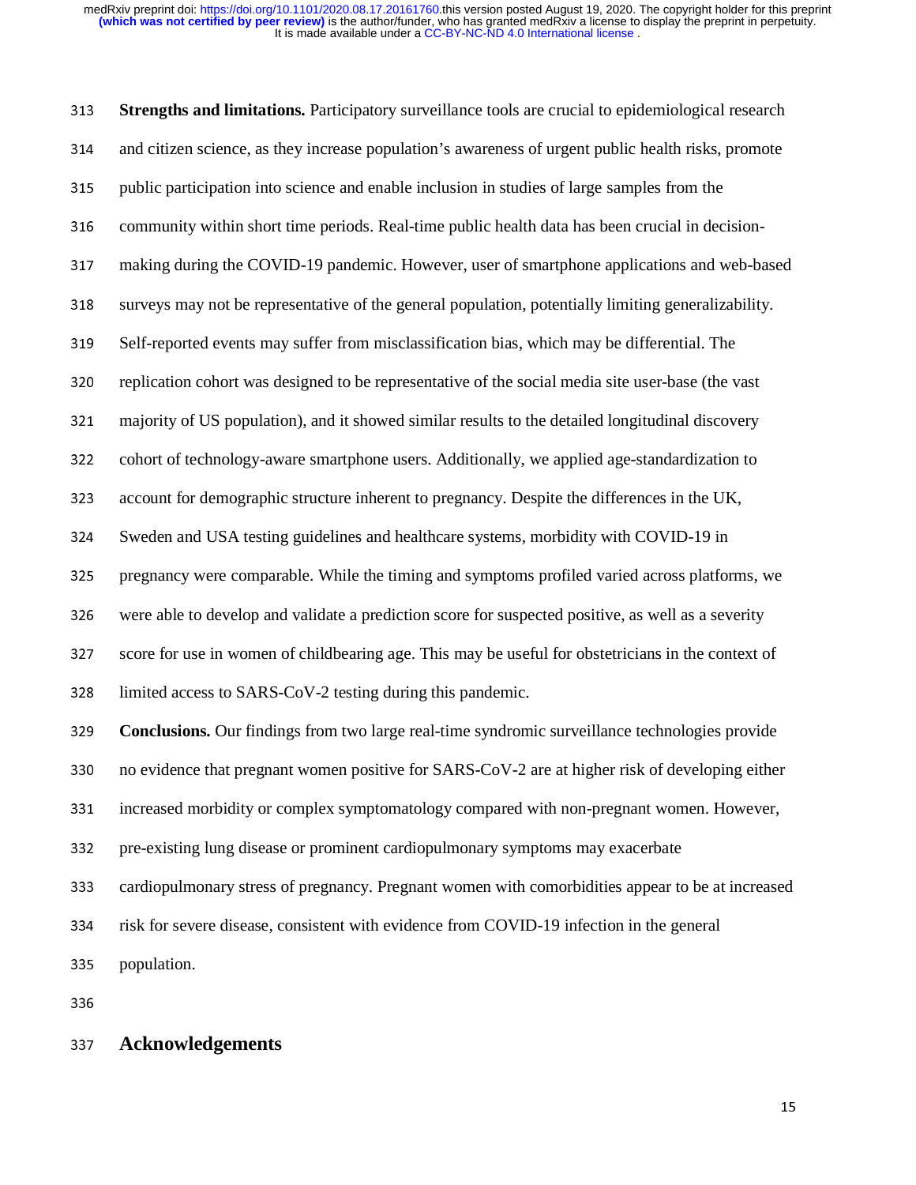**Strengths and limitations.** Participatory surveillance tools are crucial to epidemiological research and citizen science, as they increase population's awareness of urgent public health risks, promote public participation into science and enable inclusion in studies of large samples from the community within short time periods. Real-time public health data has been crucial in decision-making during the COVID-19 pandemic. However, user of smartphone applications and web-based surveys may not be representative of the general population, potentially limiting generalizability. Self-reported events may suffer from misclassification bias, which may be differential. The replication cohort was designed to be representative of the social media site user-base (the vast majority of US population), and it showed similar results to the detailed longitudinal discovery cohort of technology-aware smartphone users. Additionally, we applied age-standardization to account for demographic structure inherent to pregnancy. Despite the differences in the UK, Sweden and USA testing guidelines and healthcare systems, morbidity with COVID-19 in pregnancy were comparable. While the timing and symptoms profiled varied across platforms, we were able to develop and validate a prediction score for suspected positive, as well as a severity score for use in women of childbearing age. This may be useful for obstetricians in the context of limited access to SARS-CoV-2 testing during this pandemic.

**Conclusions.** Our findings from two large real-time syndromic surveillance technologies provide no evidence that pregnant women positive for SARS-CoV-2 are at higher risk of developing either increased morbidity or complex symptomatology compared with non-pregnant women. However, pre-existing lung disease or prominent cardiopulmonary symptoms may exacerbate cardiopulmonary stress of pregnancy. Pregnant women with comorbidities appear to be at increased risk for severe disease, consistent with evidence from COVID-19 infection in the general population.

## Acknowledgements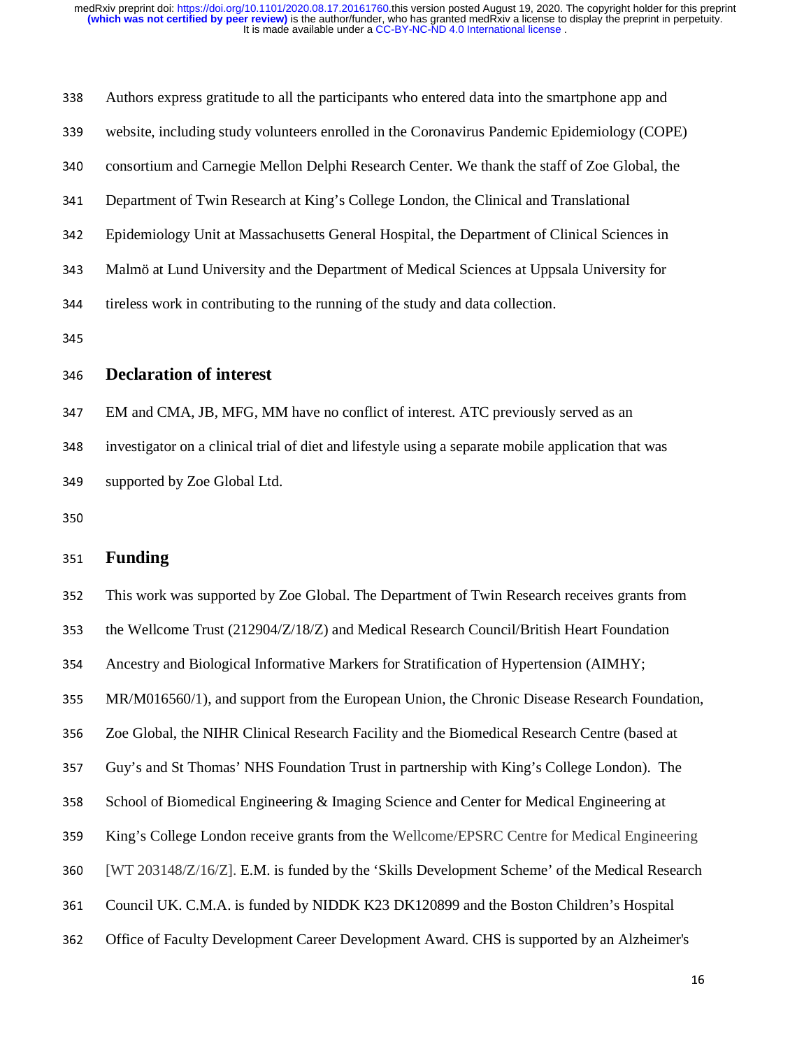Authors express gratitude to all the participants who entered data into the smartphone app and website, including study volunteers enrolled in the Coronavirus Pandemic Epidemiology (COPE) consortium and Carnegie Mellon Delphi Research Center. We thank the staff of Zoe Global, the Department of Twin Research at King's College London, the Clinical and Translational Epidemiology Unit at Massachusetts General Hospital, the Department of Clinical Sciences in Malmö at Lund University and the Department of Medical Sciences at Uppsala University for tireless work in contributing to the running of the study and data collection.

## Declaration of interest

EM and CMA, JB, MFG, MM have no conflict of interest. ATC previously served as an investigator on a clinical trial of diet and lifestyle using a separate mobile application that was supported by Zoe Global Ltd.

## Funding

This work was supported by Zoe Global. The Department of Twin Research receives grants from the Wellcome Trust (212904/Z/18/Z) and Medical Research Council/British Heart Foundation Ancestry and Biological Informative Markers for Stratification of Hypertension (AIMHY; MR/M016560/1), and support from the European Union, the Chronic Disease Research Foundation, Zoe Global, the NIHR Clinical Research Facility and the Biomedical Research Centre (based at Guy's and St Thomas' NHS Foundation Trust in partnership with King's College London). The School of Biomedical Engineering & Imaging Science and Center for Medical Engineering at King's College London receive grants from the Wellcome/EPSRC Centre for Medical Engineering [WT 203148/Z/16/Z]. E.M. is funded by the 'Skills Development Scheme' of the Medical Research Council UK. C.M.A. is funded by NIDDK K23 DK120899 and the Boston Children's Hospital Office of Faculty Development Career Development Award. CHS is supported by an Alzheimer's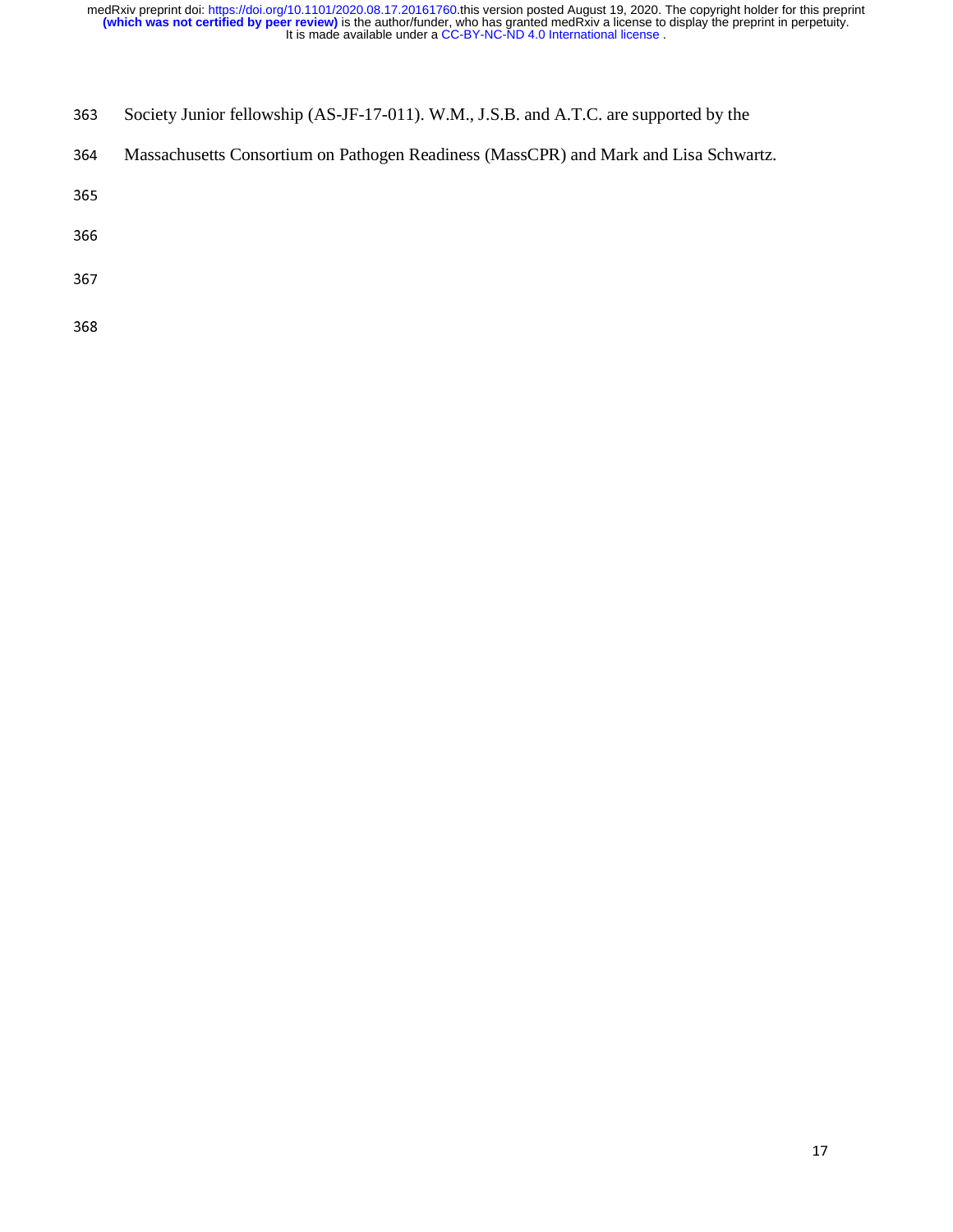Society Junior fellowship (AS-JF-17-011). W.M., J.S.B. and A.T.C. are supported by the Massachusetts Consortium on Pathogen Readiness (MassCPR) and Mark and Lisa Schwartz.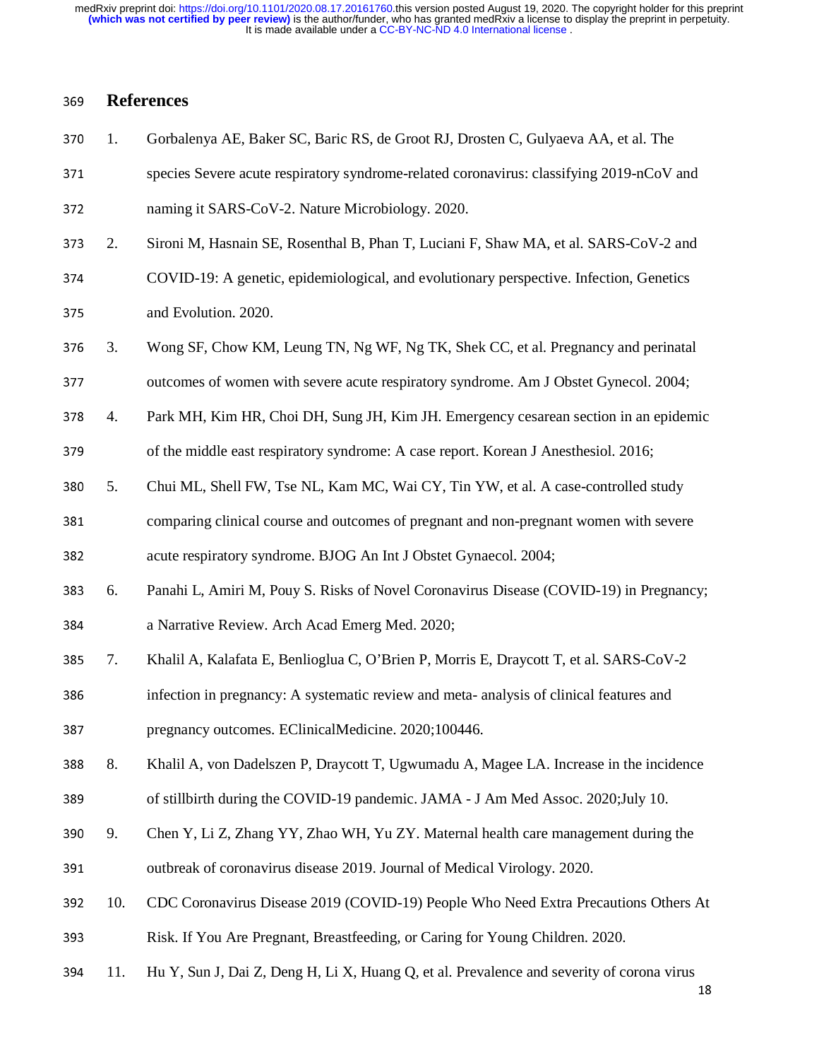## References

1. Gorbalenya AE, Baker SC, Baric RS, de Groot RJ, Drosten C, Gulyaeva AA, et al. The species Severe acute respiratory syndrome-related coronavirus: classifying 2019-nCoV and naming it SARS-CoV-2. Nature Microbiology. 2020.
2. Sironi M, Hasnain SE, Rosenthal B, Phan T, Luciani F, Shaw MA, et al. SARS-CoV-2 and COVID-19: A genetic, epidemiological, and evolutionary perspective. Infection, Genetics and Evolution. 2020.
3. Wong SF, Chow KM, Leung TN, Ng WF, Ng TK, Shek CC, et al. Pregnancy and perinatal outcomes of women with severe acute respiratory syndrome. Am J Obstet Gynecol. 2004;
4. Park MH, Kim HR, Choi DH, Sung JH, Kim JH. Emergency cesarean section in an epidemic of the middle east respiratory syndrome: A case report. Korean J Anesthesiol. 2016;
5. Chui ML, Shell FW, Tse NL, Kam MC, Wai CY, Tin YW, et al. A case-controlled study comparing clinical course and outcomes of pregnant and non-pregnant women with severe acute respiratory syndrome. BJOG An Int J Obstet Gynaecol. 2004;
6. Panahi L, Amiri M, Pouy S. Risks of Novel Coronavirus Disease (COVID-19) in Pregnancy; a Narrative Review. Arch Acad Emerg Med. 2020;
7. Khalil A, Kalafata E, Benlioglua C, O'Brien P, Morris E, Draycott T, et al. SARS-CoV-2 infection in pregnancy: A systematic review and meta- analysis of clinical features and pregnancy outcomes. EClinicalMedicine. 2020;100446.
8. Khalil A, von Dadelszen P, Draycott T, Ugwumadu A, Magee LA. Increase in the incidence of stillbirth during the COVID-19 pandemic. JAMA - J Am Med Assoc. 2020;July 10.
9. Chen Y, Li Z, Zhang YY, Zhao WH, Yu ZY. Maternal health care management during the outbreak of coronavirus disease 2019. Journal of Medical Virology. 2020.
10. CDC Coronavirus Disease 2019 (COVID-19) People Who Need Extra Precautions Others At Risk. If You Are Pregnant, Breastfeeding, or Caring for Young Children. 2020.
11. Hu Y, Sun J, Dai Z, Deng H, Li X, Huang Q, et al. Prevalence and severity of corona virus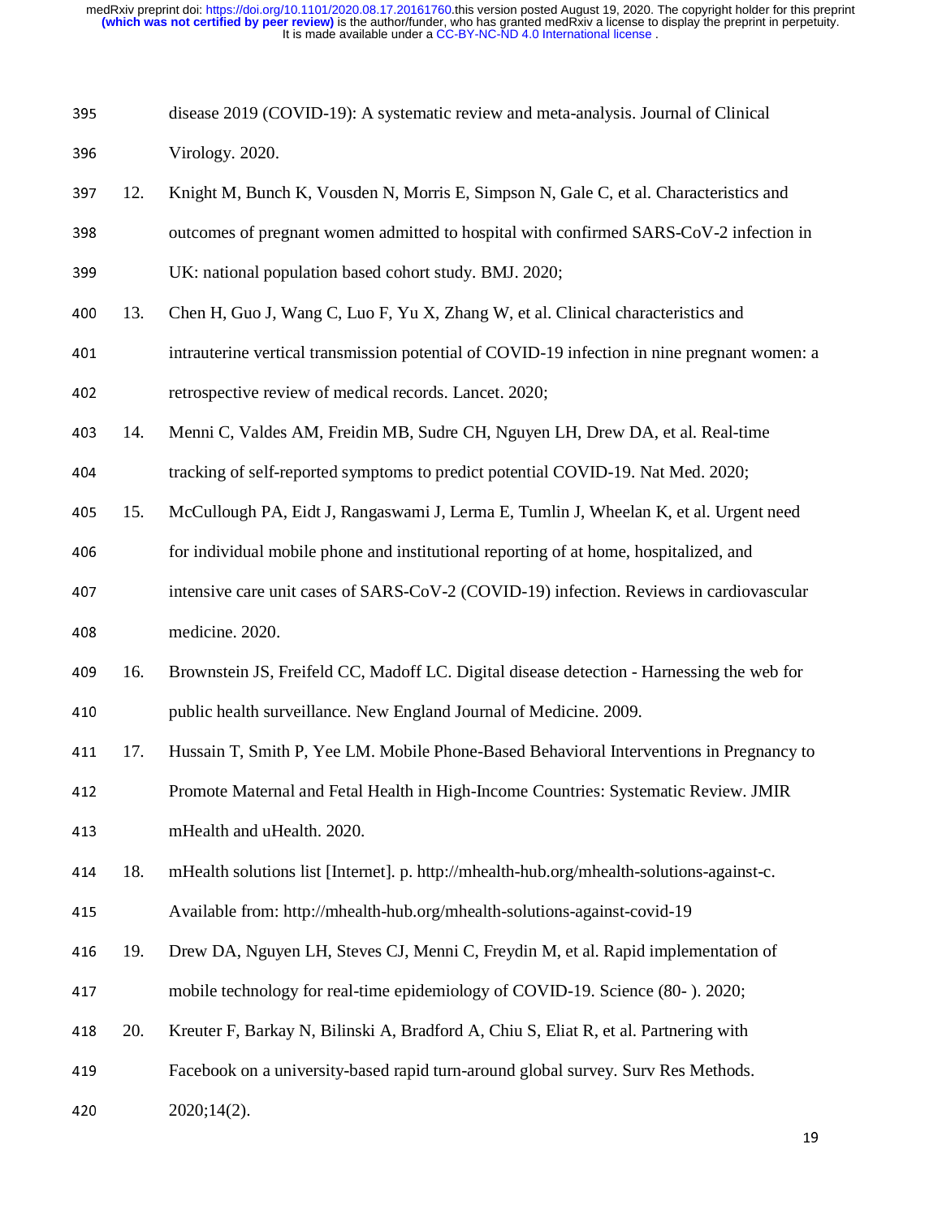disease 2019 (COVID-19): A systematic review and meta-analysis. Journal of Clinical Virology. 2020.

12. Knight M, Bunch K, Vousden N, Morris E, Simpson N, Gale C, et al. Characteristics and outcomes of pregnant women admitted to hospital with confirmed SARS-CoV-2 infection in UK: national population based cohort study. BMJ. 2020;
13. Chen H, Guo J, Wang C, Luo F, Yu X, Zhang W, et al. Clinical characteristics and intrauterine vertical transmission potential of COVID-19 infection in nine pregnant women: a retrospective review of medical records. Lancet. 2020;
14. Menni C, Valdes AM, Freidin MB, Sudre CH, Nguyen LH, Drew DA, et al. Real-time tracking of self-reported symptoms to predict potential COVID-19. Nat Med. 2020;
15. McCullough PA, Eidt J, Rangaswami J, Lerma E, Tumlin J, Wheelan K, et al. Urgent need for individual mobile phone and institutional reporting of at home, hospitalized, and intensive care unit cases of SARS-CoV-2 (COVID-19) infection. Reviews in cardiovascular medicine. 2020.
16. Brownstein JS, Freifeld CC, Madoff LC. Digital disease detection - Harnessing the web for public health surveillance. New England Journal of Medicine. 2009.
17. Hussain T, Smith P, Yee LM. Mobile Phone-Based Behavioral Interventions in Pregnancy to Promote Maternal and Fetal Health in High-Income Countries: Systematic Review. JMIR mHealth and uHealth. 2020.
18. mHealth solutions list [Internet]. p. http://mhealth-hub.org/mhealth-solutions-against-c. Available from: http://mhealth-hub.org/mhealth-solutions-against-covid-19
19. Drew DA, Nguyen LH, Steves CJ, Menni C, Freydin M, et al. Rapid implementation of mobile technology for real-time epidemiology of COVID-19. Science (80- ). 2020;
20. Kreuter F, Barkay N, Bilinski A, Bradford A, Chiu S, Eliat R, et al. Partnering with Facebook on a university-based rapid turn-around global survey. Surv Res Methods. 2020;14(2).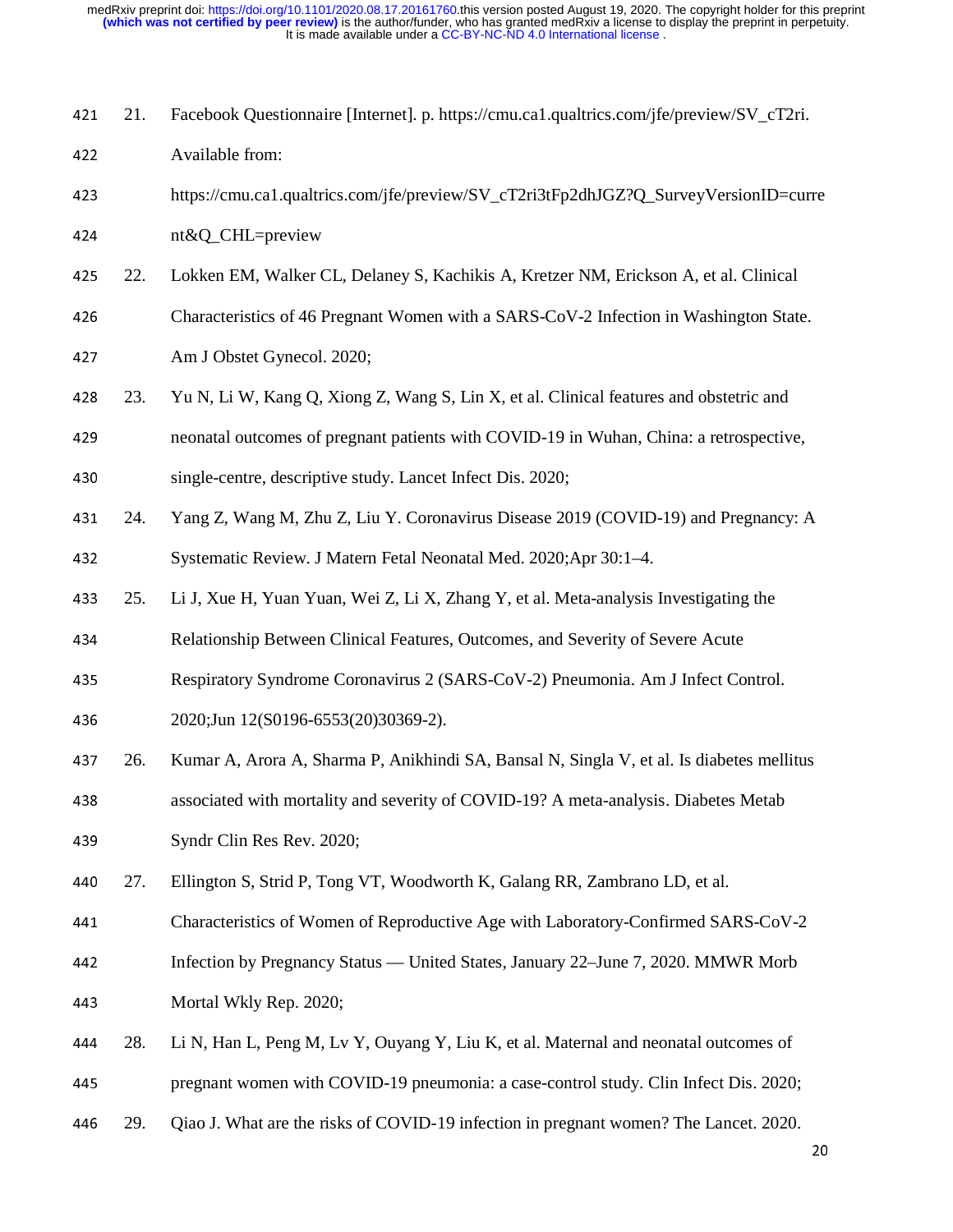21. Facebook Questionnaire [Internet]. p. https://cmu.ca1.qualtrics.com/jfe/preview/SV_cT2ri. Available from: https://cmu.ca1.qualtrics.com/jfe/preview/SV_cT2ri3tFp2dhJGZ?Q_SurveyVersionID=current&Q_CHL=preview

22. Lokken EM, Walker CL, Delaney S, Kachikis A, Kretzer NM, Erickson A, et al. Clinical Characteristics of 46 Pregnant Women with a SARS-CoV-2 Infection in Washington State. Am J Obstet Gynecol. 2020;

23. Yu N, Li W, Kang Q, Xiong Z, Wang S, Lin X, et al. Clinical features and obstetric and neonatal outcomes of pregnant patients with COVID-19 in Wuhan, China: a retrospective, single-centre, descriptive study. Lancet Infect Dis. 2020;

24. Yang Z, Wang M, Zhu Z, Liu Y. Coronavirus Disease 2019 (COVID-19) and Pregnancy: A Systematic Review. J Matern Fetal Neonatal Med. 2020;Apr 30:1–4.

25. Li J, Xue H, Yuan Yuan, Wei Z, Li X, Zhang Y, et al. Meta-analysis Investigating the Relationship Between Clinical Features, Outcomes, and Severity of Severe Acute Respiratory Syndrome Coronavirus 2 (SARS-CoV-2) Pneumonia. Am J Infect Control. 2020;Jun 12(S0196-6553(20)30369-2).

26. Kumar A, Arora A, Sharma P, Anikhindi SA, Bansal N, Singla V, et al. Is diabetes mellitus associated with mortality and severity of COVID-19? A meta-analysis. Diabetes Metab Syndr Clin Res Rev. 2020;

27. Ellington S, Strid P, Tong VT, Woodworth K, Galang RR, Zambrano LD, et al. Characteristics of Women of Reproductive Age with Laboratory-Confirmed SARS-CoV-2 Infection by Pregnancy Status — United States, January 22–June 7, 2020. MMWR Morb Mortal Wkly Rep. 2020;

28. Li N, Han L, Peng M, Lv Y, Ouyang Y, Liu K, et al. Maternal and neonatal outcomes of pregnant women with COVID-19 pneumonia: a case-control study. Clin Infect Dis. 2020;

29. Qiao J. What are the risks of COVID-19 infection in pregnant women? The Lancet. 2020.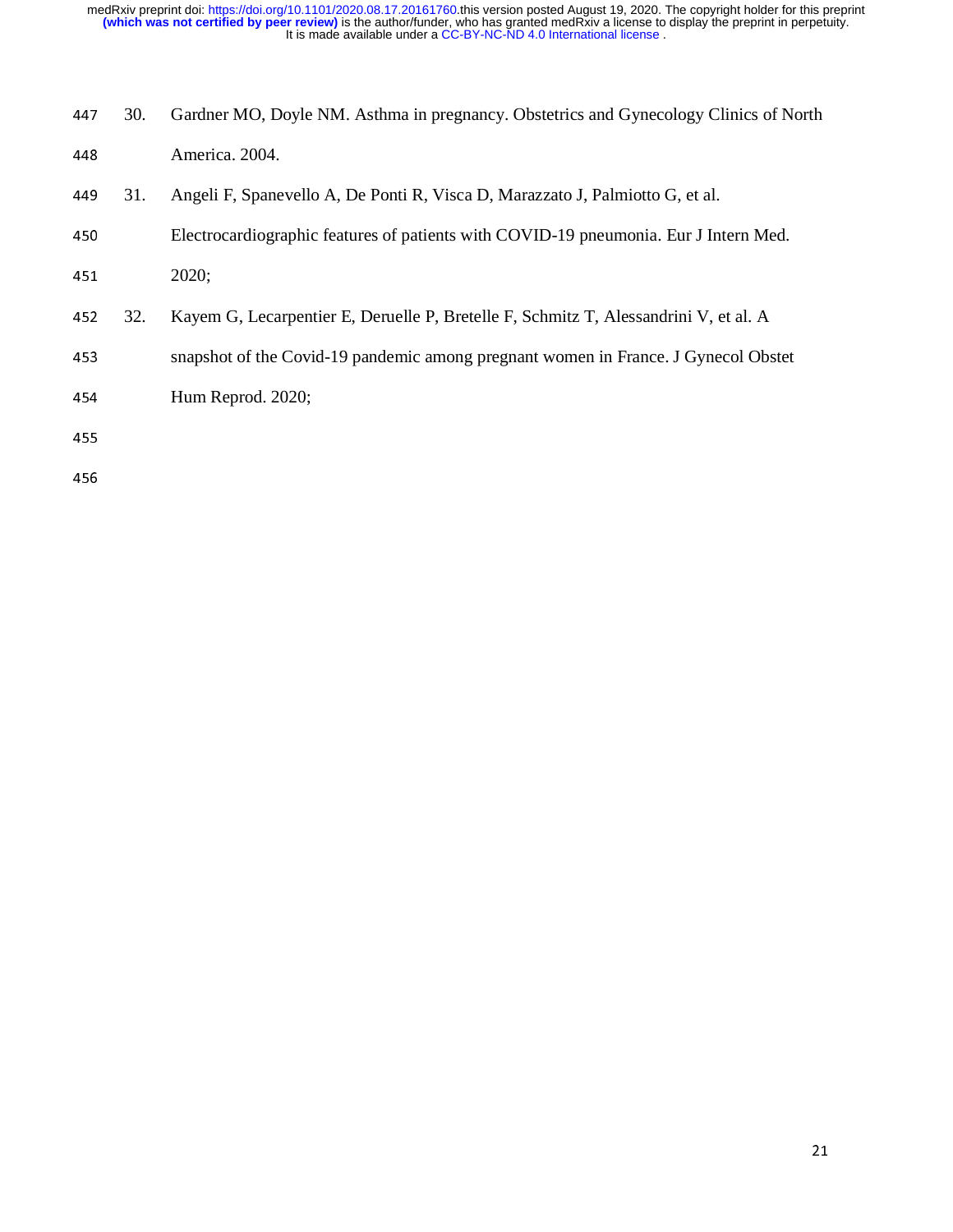30. Gardner MO, Doyle NM. Asthma in pregnancy. Obstetrics and Gynecology Clinics of North America. 2004.
31. Angeli F, Spanevello A, De Ponti R, Visca D, Marazzato J, Palmiotto G, et al. Electrocardiographic features of patients with COVID-19 pneumonia. Eur J Intern Med. 2020;
32. Kayem G, Lecarpentier E, Deruelle P, Bretelle F, Schmitz T, Alessandrini V, et al. A snapshot of the Covid-19 pandemic among pregnant women in France. J Gynecol Obstet Hum Reprod. 2020;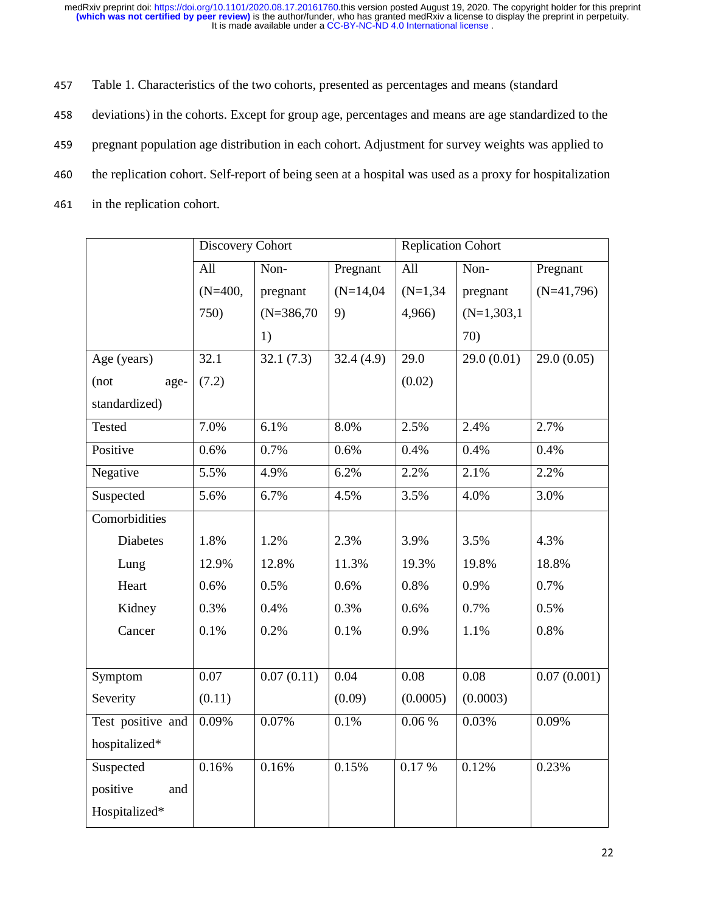Table 1. Characteristics of the two cohorts, presented as percentages and means (standard deviations) in the cohorts. Except for group age, percentages and means are age standardized to the pregnant population age distribution in each cohort. Adjustment for survey weights was applied to the replication cohort. Self-report of being seen at a hospital was used as a proxy for hospitalization in the replication cohort.

| | Discovery Cohort | | | Replication Cohort | | |
|---|---|---|---|---|---|---|
| | All (N=400,750) | Non-pregnant (N=386,701) | Pregnant (N=14,049) | All (N=1,344,966) | Non-pregnant (N=1,303,170) | Pregnant (N=41,796) |
| Age (years) (not age-standardized) | 32.1 (7.2) | 32.1 (7.3) | 32.4 (4.9) | 29.0 (0.02) | 29.0 (0.01) | 29.0 (0.05) |
| Tested | 7.0% | 6.1% | 8.0% | 2.5% | 2.4% | 2.7% |
| Positive | 0.6% | 0.7% | 0.6% | 0.4% | 0.4% | 0.4% |
| Negative | 5.5% | 4.9% | 6.2% | 2.2% | 2.1% | 2.2% |
| Suspected | 5.6% | 6.7% | 4.5% | 3.5% | 4.0% | 3.0% |
| Comorbidities | | | | | | |
| Diabetes | 1.8% | 1.2% | 2.3% | 3.9% | 3.5% | 4.3% |
| Lung | 12.9% | 12.8% | 11.3% | 19.3% | 19.8% | 18.8% |
| Heart | 0.6% | 0.5% | 0.6% | 0.8% | 0.9% | 0.7% |
| Kidney | 0.3% | 0.4% | 0.3% | 0.6% | 0.7% | 0.5% |
| Cancer | 0.1% | 0.2% | 0.1% | 0.9% | 1.1% | 0.8% |
| Symptom Severity | 0.07 (0.11) | 0.07 (0.11) | 0.04 (0.09) | 0.08 (0.0005) | 0.08 (0.0003) | 0.07 (0.001) |
| Test positive and hospitalized* | 0.09% | 0.07% | 0.1% | 0.06 % | 0.03% | 0.09% |
| Suspected positive and Hospitalized* | 0.16% | 0.16% | 0.15% | 0.17 % | 0.12% | 0.23% |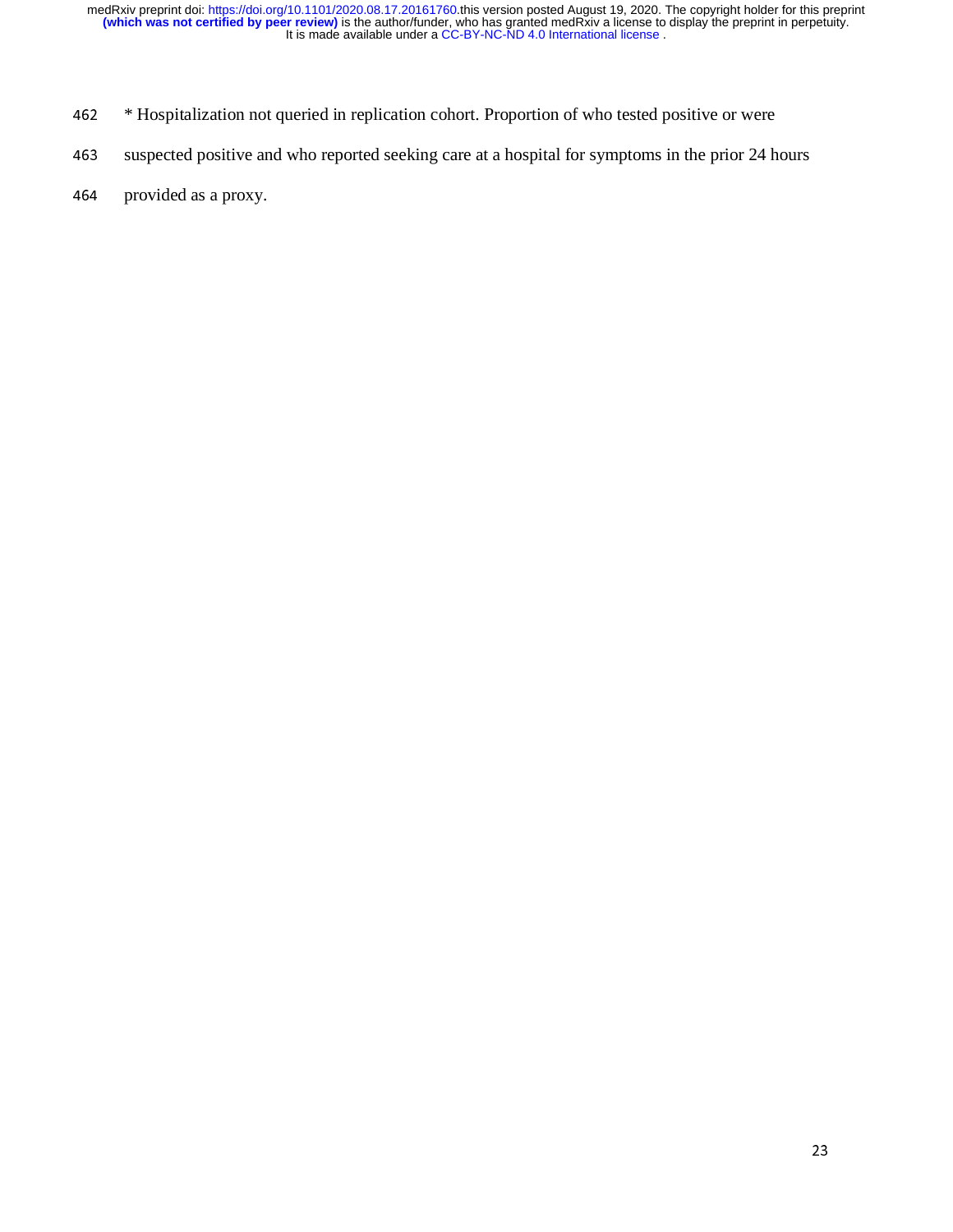* Hospitalization not queried in replication cohort. Proportion of who tested positive or were suspected positive and who reported seeking care at a hospital for symptoms in the prior 24 hours provided as a proxy.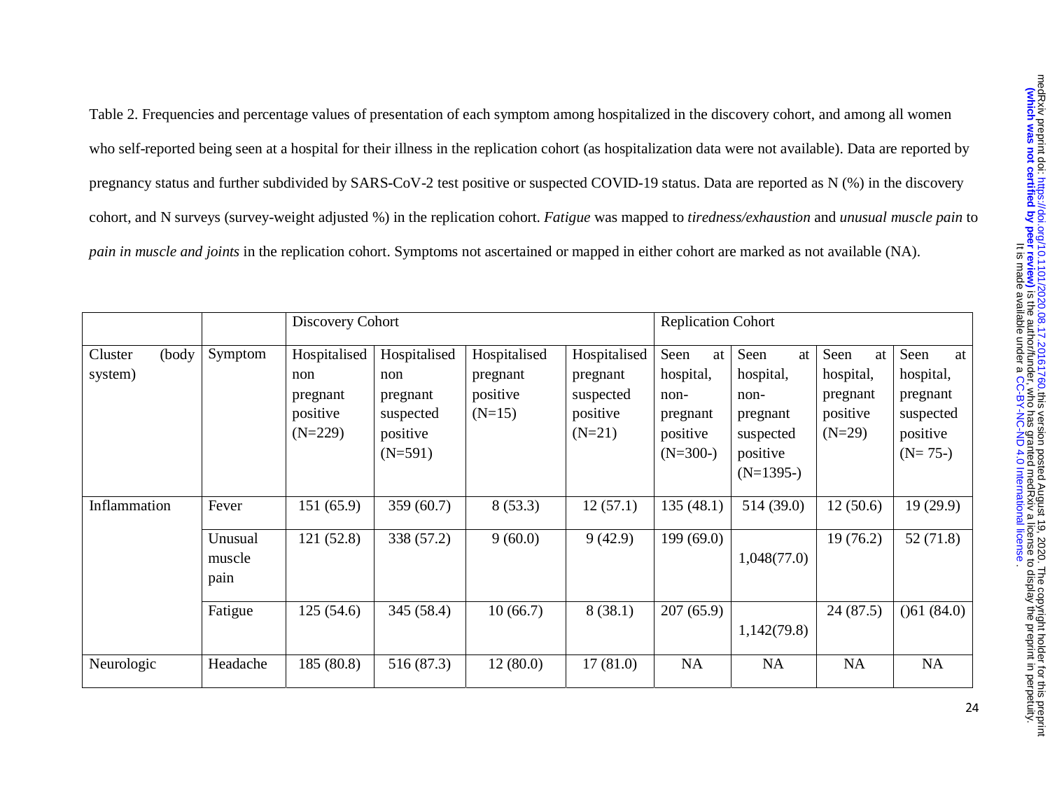Table 2. Frequencies and percentage values of presentation of each symptom among hospitalized in the discovery cohort, and among all women who self-reported being seen at a hospital for their illness in the replication cohort (as hospitalization data were not available). Data are reported by pregnancy status and further subdivided by SARS-CoV-2 test positive or suspected COVID-19 status. Data are reported as N (%) in the discovery cohort, and N surveys (survey-weight adjusted %) in the replication cohort. *Fatigue* was mapped to *tiredness/exhaustion* and *unusual muscle pain* to *pain in muscle and joints* in the replication cohort. Symptoms not ascertained or mapped in either cohort are marked as not available (NA).

| | | Discovery Cohort | | | | Replication Cohort | | | |
|---|---|---|---|---|---|---|---|---|---|
| Cluster (body system) | Symptom | Hospitalised non pregnant positive (N=229) | Hospitalised non pregnant suspected positive (N=591) | Hospitalised pregnant positive (N=15) | Hospitalised pregnant suspected positive (N=21) | Seen at hospital, non-pregnant positive (N=300-) | Seen at hospital, non-pregnant suspected positive (N=1395-) | Seen at hospital, pregnant positive (N=29) | Seen at hospital, pregnant suspected positive (N= 75-) |
| Inflammation | Fever | 151 (65.9) | 359 (60.7) | 8 (53.3) | 12 (57.1) | 135 (48.1) | 514 (39.0) | 12 (50.6) | 19 (29.9) |
| | Unusual muscle pain | 121 (52.8) | 338 (57.2) | 9 (60.0) | 9 (42.9) | 199 (69.0) | 1,048(77.0) | 19 (76.2) | 52 (71.8) |
| | Fatigue | 125 (54.6) | 345 (58.4) | 10 (66.7) | 8 (38.1) | 207 (65.9) | 1,142(79.8) | 24 (87.5) | ()61 (84.0) |
| Neurologic | Headache | 185 (80.8) | 516 (87.3) | 12 (80.0) | 17 (81.0) | NA | NA | NA | NA |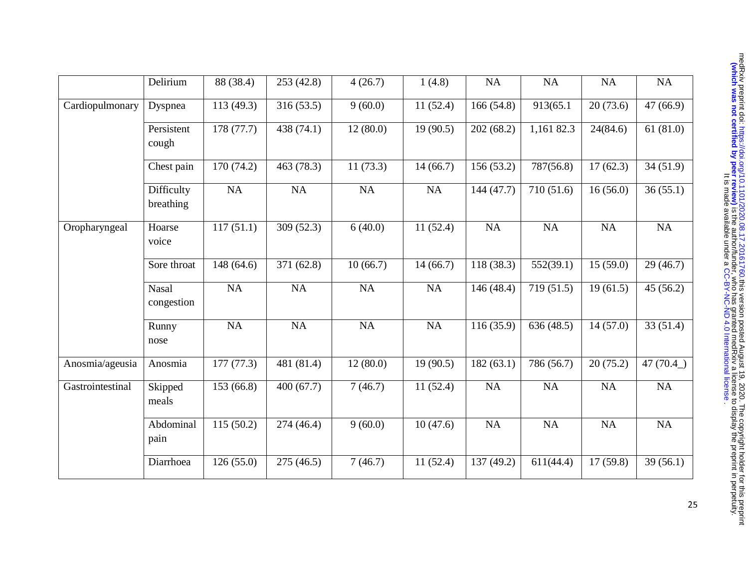|  | Delirium | 88 (38.4) | 253 (42.8) | 4 (26.7) | 1 (4.8) | NA | NA | NA | NA |
|---|---|---|---|---|---|---|---|---|---|
| Cardiopulmonary | Dyspnea | 113 (49.3) | 316 (53.5) | 9 (60.0) | 11 (52.4) | 166 (54.8) | 913(65.1 | 20 (73.6) | 47 (66.9) |
|  | Persistent cough | 178 (77.7) | 438 (74.1) | 12 (80.0) | 19 (90.5) | 202 (68.2) | 1,161 82.3 | 24(84.6) | 61 (81.0) |
|  | Chest pain | 170 (74.2) | 463 (78.3) | 11 (73.3) | 14 (66.7) | 156 (53.2) | 787(56.8) | 17 (62.3) | 34 (51.9) |
|  | Difficulty breathing | NA | NA | NA | NA | 144 (47.7) | 710 (51.6) | 16 (56.0) | 36 (55.1) |
| Oropharyngeal | Hoarse voice | 117 (51.1) | 309 (52.3) | 6 (40.0) | 11 (52.4) | NA | NA | NA | NA |
|  | Sore throat | 148 (64.6) | 371 (62.8) | 10 (66.7) | 14 (66.7) | 118 (38.3) | 552(39.1) | 15 (59.0) | 29 (46.7) |
|  | Nasal congestion | NA | NA | NA | NA | 146 (48.4) | 719 (51.5) | 19 (61.5) | 45 (56.2) |
|  | Runny nose | NA | NA | NA | NA | 116 (35.9) | 636 (48.5) | 14 (57.0) | 33 (51.4) |
| Anosmia/ageusia | Anosmia | 177 (77.3) | 481 (81.4) | 12 (80.0) | 19 (90.5) | 182 (63.1) | 786 (56.7) | 20 (75.2) | 47 (70.4_) |
| Gastrointestinal | Skipped meals | 153 (66.8) | 400 (67.7) | 7 (46.7) | 11 (52.4) | NA | NA | NA | NA |
|  | Abdominal pain | 115 (50.2) | 274 (46.4) | 9 (60.0) | 10 (47.6) | NA | NA | NA | NA |
|  | Diarrhoea | 126 (55.0) | 275 (46.5) | 7 (46.7) | 11 (52.4) | 137 (49.2) | 611(44.4) | 17 (59.8) | 39 (56.1) |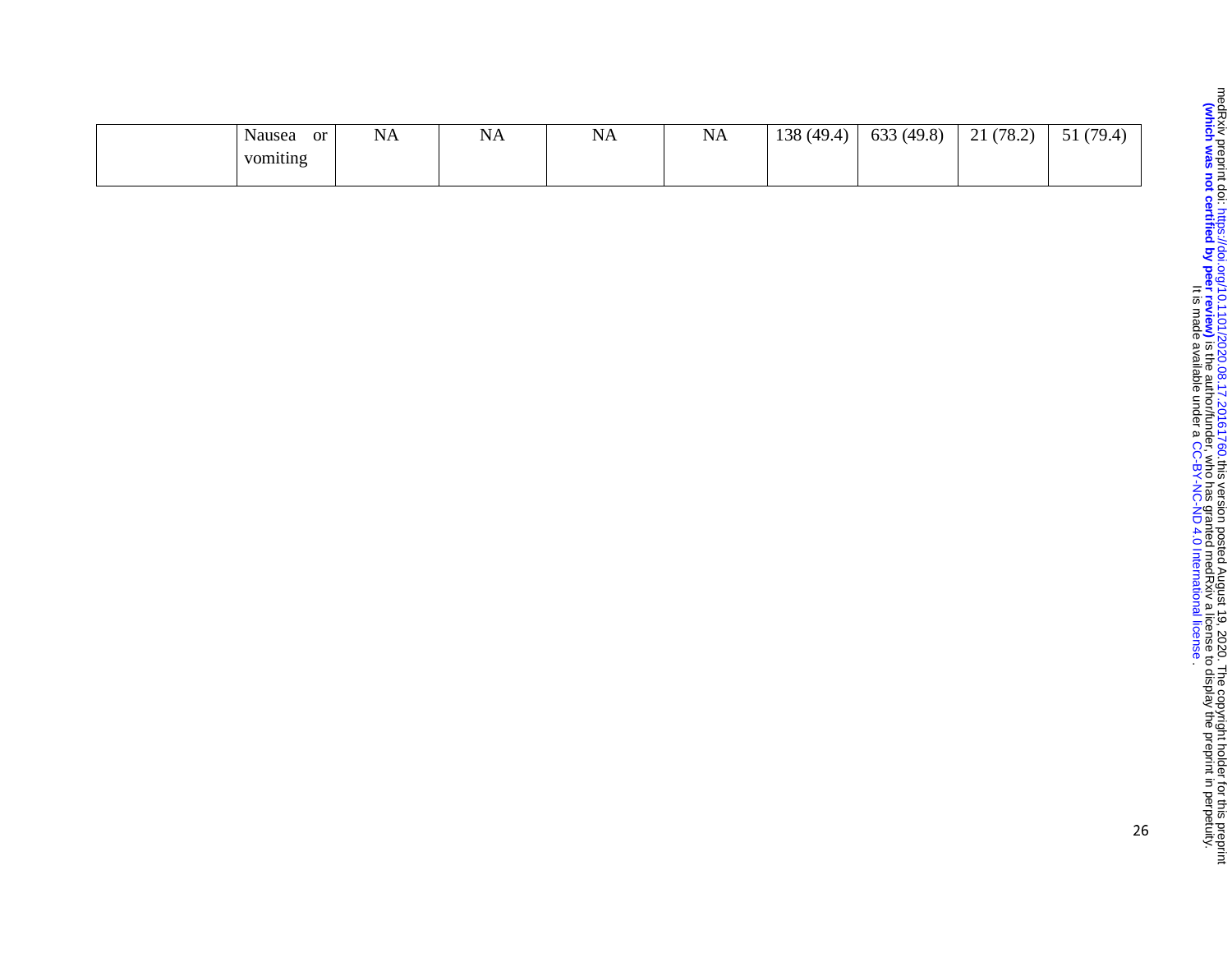|  | Nausea or vomiting | NA | NA | NA | NA | 138 (49.4) | 633 (49.8) | 21 (78.2) | 51 (79.4) |
|---|---|---|---|---|---|---|---|---|---|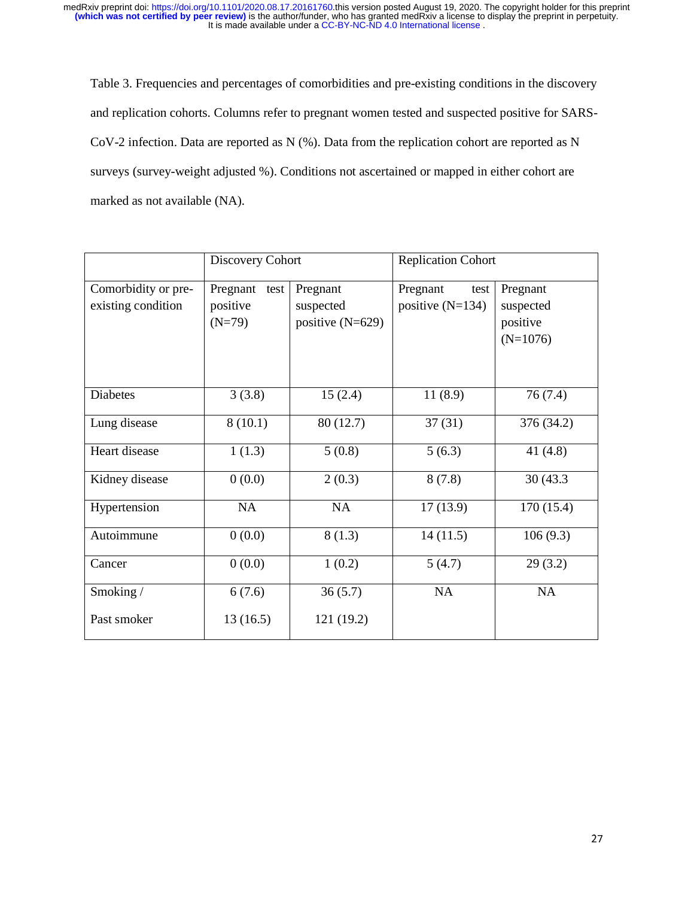Table 3. Frequencies and percentages of comorbidities and pre-existing conditions in the discovery and replication cohorts. Columns refer to pregnant women tested and suspected positive for SARS-CoV-2 infection. Data are reported as N (%). Data from the replication cohort are reported as N surveys (survey-weight adjusted %). Conditions not ascertained or mapped in either cohort are marked as not available (NA).

| | Discovery Cohort | | Replication Cohort | |
|---|---|---|---|---|
| Comorbidity or pre-existing condition | Pregnant test positive (N=79) | Pregnant suspected positive (N=629) | Pregnant test positive (N=134) | Pregnant suspected positive (N=1076) |
| Diabetes | 3 (3.8) | 15 (2.4) | 11 (8.9) | 76 (7.4) |
| Lung disease | 8 (10.1) | 80 (12.7) | 37 (31) | 376 (34.2) |
| Heart disease | 1 (1.3) | 5 (0.8) | 5 (6.3) | 41 (4.8) |
| Kidney disease | 0 (0.0) | 2 (0.3) | 8 (7.8) | 30 (43.3 |
| Hypertension | NA | NA | 17 (13.9) | 170 (15.4) |
| Autoimmune | 0 (0.0) | 8 (1.3) | 14 (11.5) | 106 (9.3) |
| Cancer | 0 (0.0) | 1 (0.2) | 5 (4.7) | 29 (3.2) |
| Smoking / Past smoker | 6 (7.6) 13 (16.5) | 36 (5.7) 121 (19.2) | NA | NA |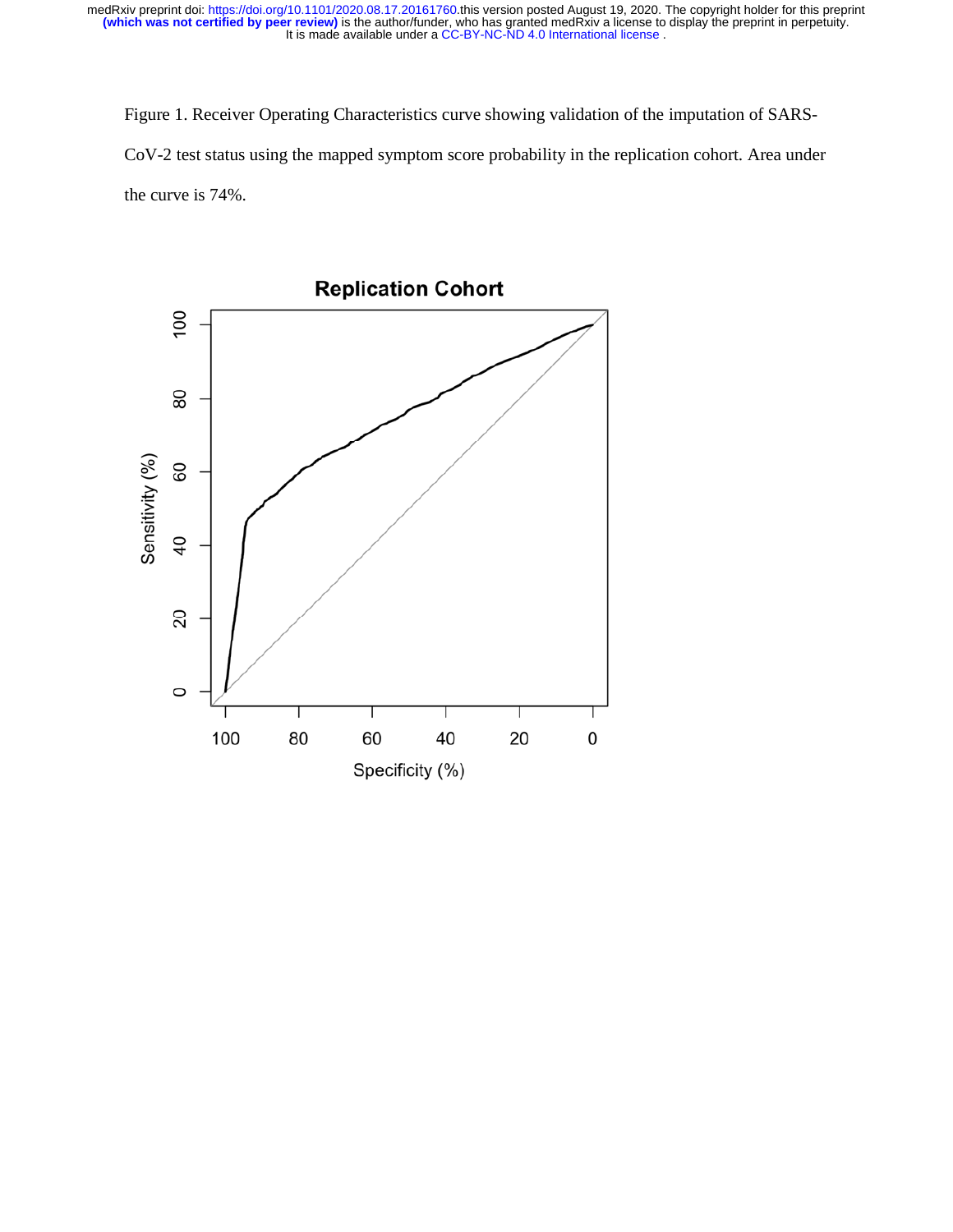Figure 1. Receiver Operating Characteristics curve showing validation of the imputation of SARS-CoV-2 test status using the mapped symptom score probability in the replication cohort. Area under the curve is 74%.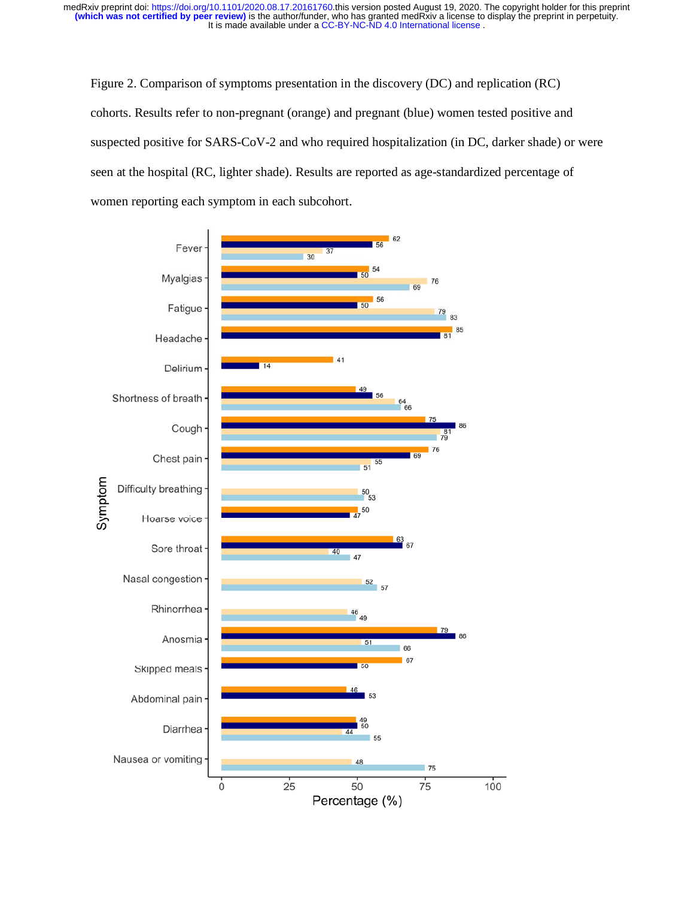Figure 2. Comparison of symptoms presentation in the discovery (DC) and replication (RC) cohorts. Results refer to non-pregnant (orange) and pregnant (blue) women tested positive and suspected positive for SARS-CoV-2 and who required hospitalization (in DC, darker shade) or were seen at the hospital (RC, lighter shade). Results are reported as age-standardized percentage of women reporting each symptom in each subcohort.

| Symptom | Non-pregnant DC (%) | Pregnant DC (%) | Non-pregnant RC (%) | Pregnant RC (%) |
| --- | --- | --- | --- | --- |
| Fever | 62 | 56 | 37 | 30 |
| Myalgias | 54 | 50 | 76 | 69 |
| Fatigue | 56 | 50 | 79 | 83 |
| Headache | 85 | 81 | | |
| Delirium | 41 | 14 | | |
| Shortness of breath | 49 | 56 | 64 | 66 |
| Cough | 75 | 86 | 81 | 79 |
| Chest pain | 76 | 69 | 55 | 51 |
| Difficulty breathing | | | 50 | 53 |
| Hoarse voice | 50 | 47 | | |
| Sore throat | 63 | 67 | 40 | 47 |
| Nasal congestion | | | 52 | 57 |
| Rhinorrhea | | | 46 | 49 |
| Anosmia | 79 | 86 | 51 | 66 |
| Skipped meals | 67 | 50 | | |
| Abdominal pain | 46 | 53 | | |
| Diarrhea | 49 | 50 | 44 | 55 |
| Nausea or vomiting | | | 48 | 75 |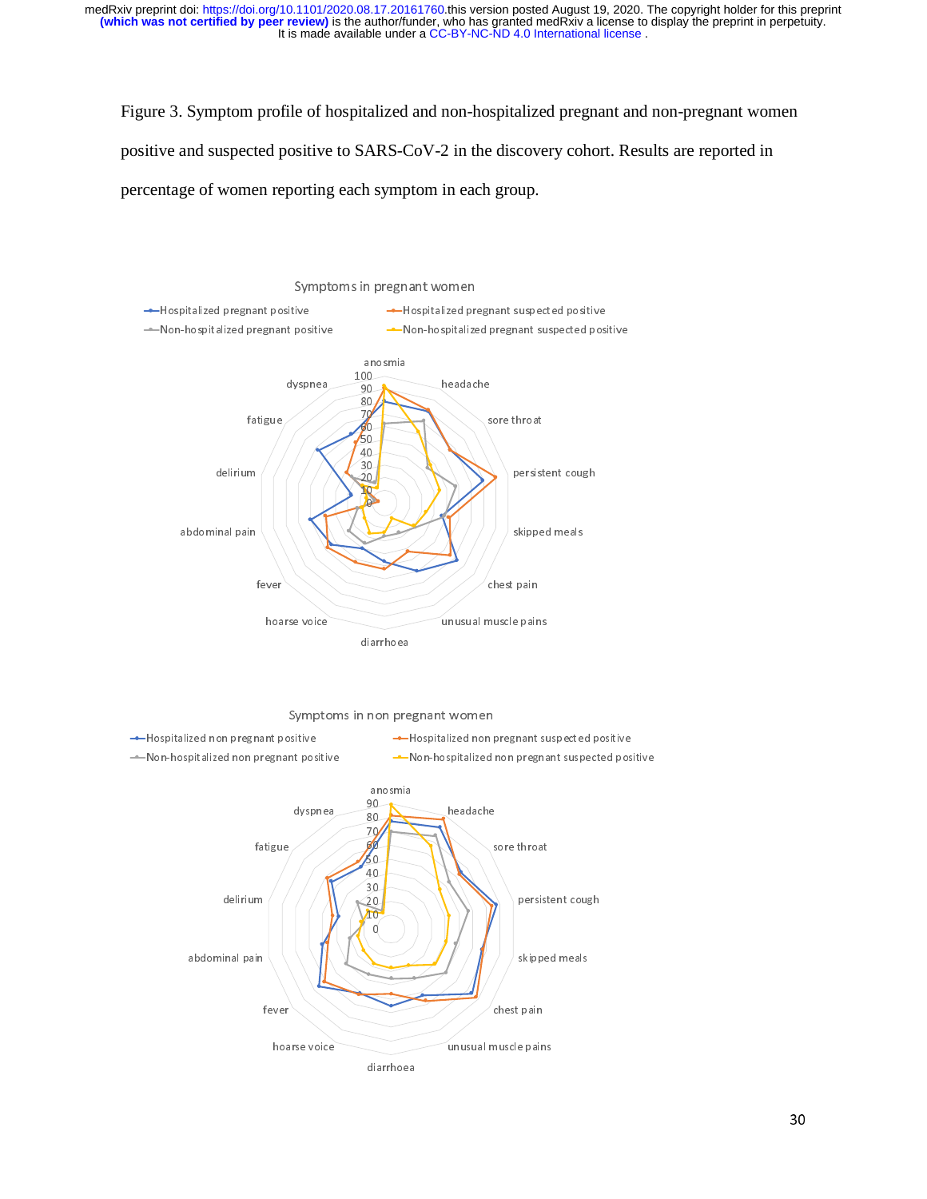Figure 3. Symptom profile of hospitalized and non-hospitalized pregnant and non-pregnant women positive and suspected positive to SARS-CoV-2 in the discovery cohort. Results are reported in percentage of women reporting each symptom in each group.

Symptoms in pregnant women

Hospitalized pregnant positive
Hospitalized pregnant suspected positive
Non-hospitalized pregnant positive
Non-hospitalized pregnant suspected positive

anosmia
headache
sore throat
persistent cough
skipped meals
chest pain
unusual muscle pains
diarrhoea
hoarse voice
fever
abdominal pain
delirium
fatigue
dyspnea

100
90
80
70
60
50
40
30
20
10
0

Symptoms in non pregnant women

Hospitalized non pregnant positive
Hospitalized non pregnant suspected positive
Non-hospitalized non pregnant positive
Non-hospitalized non pregnant suspected positive

anosmia
headache
sore throat
persistent cough
skipped meals
chest pain
unusual muscle pains
diarrhoea
hoarse voice
fever
abdominal pain
delirium
fatigue
dyspnea

90
80
70
60
50
40
30
20
10
0